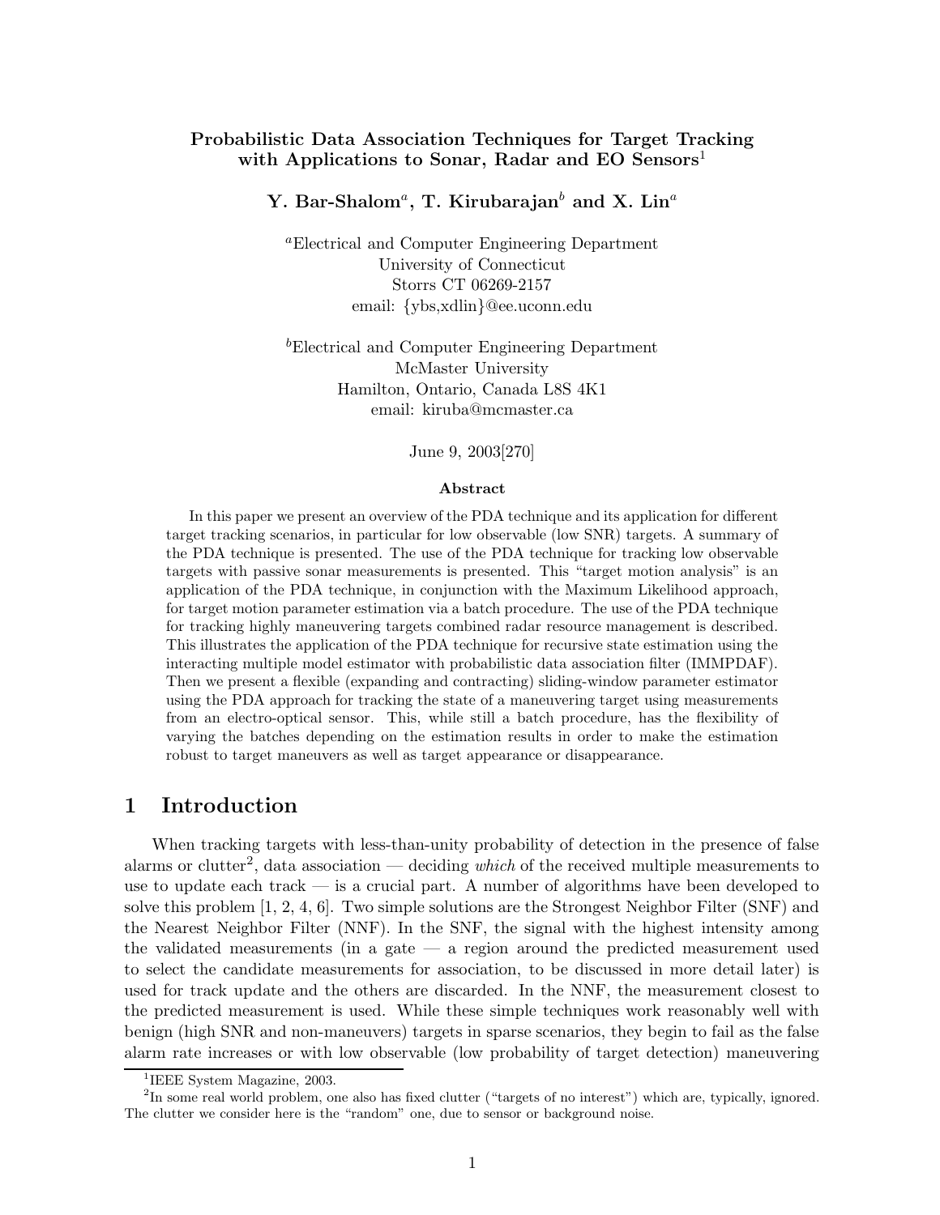# Probabilistic Data Association Techniques for Target Tracking with Applications to Sonar, Radar and EO Sensors[1]

**Y. Bar-Shalom[a], T. Kirubarajan[b] and X. Lin[a]**

[a]Electrical and Computer Engineering Department
University of Connecticut
Storrs CT 06269-2157
email: {ybs,xdlin}@ee.uconn.edu

[b]Electrical and Computer Engineering Department
McMaster University
Hamilton, Ontario, Canada L8S 4K1
email: kiruba@mcmaster.ca

June 9, 2003[270]

**Abstract**

In this paper we present an overview of the PDA technique and its application for different target tracking scenarios, in particular for low observable (low SNR) targets. A summary of the PDA technique is presented. The use of the PDA technique for tracking low observable targets with passive sonar measurements is presented. This "target motion analysis" is an application of the PDA technique, in conjunction with the Maximum Likelihood approach, for target motion parameter estimation via a batch procedure. The use of the PDA technique for tracking highly maneuvering targets combined radar resource management is described. This illustrates the application of the PDA technique for recursive state estimation using the interacting multiple model estimator with probabilistic data association filter (IMMPDAF). Then we present a flexible (expanding and contracting) sliding-window parameter estimator using the PDA approach for tracking the state of a maneuvering target using measurements from an electro-optical sensor. This, while still a batch procedure, has the flexibility of varying the batches depending on the estimation results in order to make the estimation robust to target maneuvers as well as target appearance or disappearance.

## 1 Introduction

When tracking targets with less-than-unity probability of detection in the presence of false alarms or clutter[2], data association — deciding *which* of the received multiple measurements to use to update each track — is a crucial part. A number of algorithms have been developed to solve this problem [1, 2, 4, 6]. Two simple solutions are the Strongest Neighbor Filter (SNF) and the Nearest Neighbor Filter (NNF). In the SNF, the signal with the highest intensity among the validated measurements (in a gate — a region around the predicted measurement used to select the candidate measurements for association, to be discussed in more detail later) is used for track update and the others are discarded. In the NNF, the measurement closest to the predicted measurement is used. While these simple techniques work reasonably well with benign (high SNR and non-maneuvers) targets in sparse scenarios, they begin to fail as the false alarm rate increases or with low observable (low probability of target detection) maneuvering

[1]IEEE System Magazine, 2003.

[2]In some real world problem, one also has fixed clutter ("targets of no interest") which are, typically, ignored. The clutter we consider here is the "random" one, due to sensor or background noise.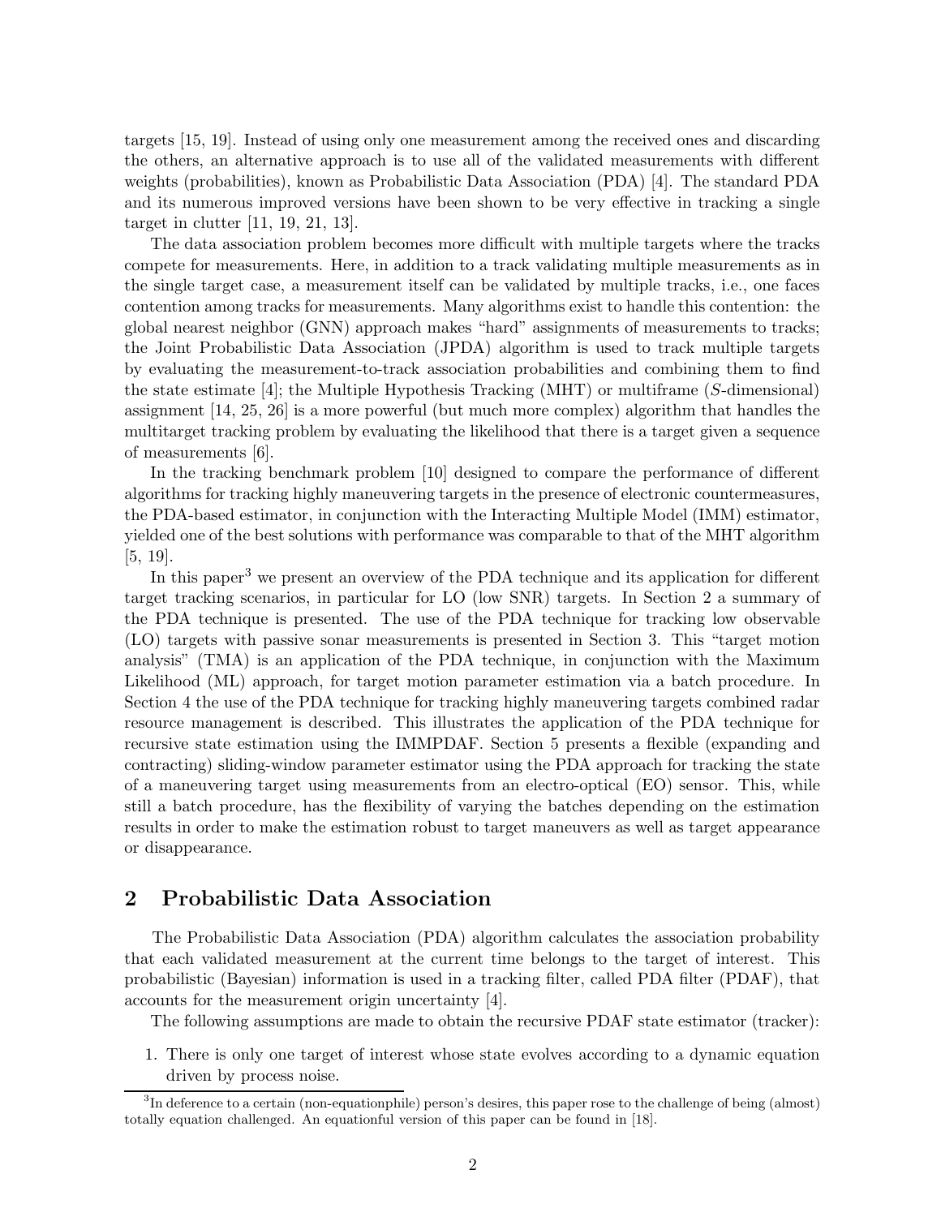targets [15, 19]. Instead of using only one measurement among the received ones and discarding the others, an alternative approach is to use all of the validated measurements with different weights (probabilities), known as Probabilistic Data Association (PDA) [4]. The standard PDA and its numerous improved versions have been shown to be very effective in tracking a single target in clutter [11, 19, 21, 13].

The data association problem becomes more difficult with multiple targets where the tracks compete for measurements. Here, in addition to a track validating multiple measurements as in the single target case, a measurement itself can be validated by multiple tracks, i.e., one faces contention among tracks for measurements. Many algorithms exist to handle this contention: the global nearest neighbor (GNN) approach makes "hard" assignments of measurements to tracks; the Joint Probabilistic Data Association (JPDA) algorithm is used to track multiple targets by evaluating the measurement-to-track association probabilities and combining them to find the state estimate [4]; the Multiple Hypothesis Tracking (MHT) or multiframe ($S$-dimensional) assignment [14, 25, 26] is a more powerful (but much more complex) algorithm that handles the multitarget tracking problem by evaluating the likelihood that there is a target given a sequence of measurements [6].

In the tracking benchmark problem [10] designed to compare the performance of different algorithms for tracking highly maneuvering targets in the presence of electronic countermeasures, the PDA-based estimator, in conjunction with the Interacting Multiple Model (IMM) estimator, yielded one of the best solutions with performance was comparable to that of the MHT algorithm [5, 19].

In this paper[3] we present an overview of the PDA technique and its application for different target tracking scenarios, in particular for LO (low SNR) targets. In Section 2 a summary of the PDA technique is presented. The use of the PDA technique for tracking low observable (LO) targets with passive sonar measurements is presented in Section 3. This "target motion analysis" (TMA) is an application of the PDA technique, in conjunction with the Maximum Likelihood (ML) approach, for target motion parameter estimation via a batch procedure. In Section 4 the use of the PDA technique for tracking highly maneuvering targets combined radar resource management is described. This illustrates the application of the PDA technique for recursive state estimation using the IMMPDAF. Section 5 presents a flexible (expanding and contracting) sliding-window parameter estimator using the PDA approach for tracking the state of a maneuvering target using measurements from an electro-optical (EO) sensor. This, while still a batch procedure, has the flexibility of varying the batches depending on the estimation results in order to make the estimation robust to target maneuvers as well as target appearance or disappearance.

## 2 Probabilistic Data Association

The Probabilistic Data Association (PDA) algorithm calculates the association probability that each validated measurement at the current time belongs to the target of interest. This probabilistic (Bayesian) information is used in a tracking filter, called PDA filter (PDAF), that accounts for the measurement origin uncertainty [4].

The following assumptions are made to obtain the recursive PDAF state estimator (tracker):

1. There is only one target of interest whose state evolves according to a dynamic equation driven by process noise.

[3] In deference to a certain (non-equationphile) person's desires, this paper rose to the challenge of being (almost) totally equation challenged. An equationful version of this paper can be found in [18].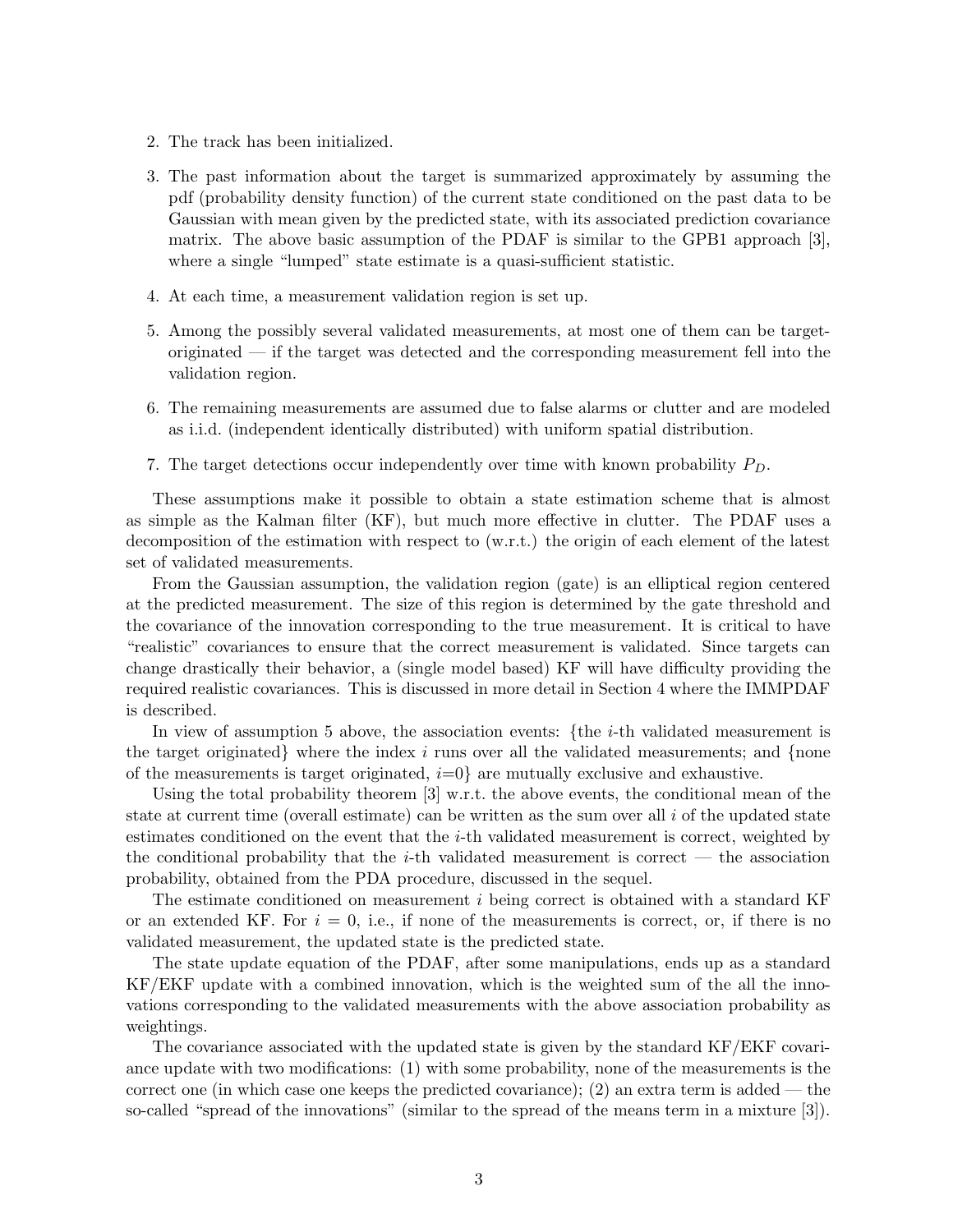2. The track has been initialized.

3. The past information about the target is summarized approximately by assuming the pdf (probability density function) of the current state conditioned on the past data to be Gaussian with mean given by the predicted state, with its associated prediction covariance matrix. The above basic assumption of the PDAF is similar to the GPB1 approach [3], where a single "lumped" state estimate is a quasi-sufficient statistic.

4. At each time, a measurement validation region is set up.

5. Among the possibly several validated measurements, at most one of them can be target-originated — if the target was detected and the corresponding measurement fell into the validation region.

6. The remaining measurements are assumed due to false alarms or clutter and are modeled as i.i.d. (independent identically distributed) with uniform spatial distribution.

7. The target detections occur independently over time with known probability $P_D$.

These assumptions make it possible to obtain a state estimation scheme that is almost as simple as the Kalman filter (KF), but much more effective in clutter. The PDAF uses a decomposition of the estimation with respect to (w.r.t.) the origin of each element of the latest set of validated measurements.

From the Gaussian assumption, the validation region (gate) is an elliptical region centered at the predicted measurement. The size of this region is determined by the gate threshold and the covariance of the innovation corresponding to the true measurement. It is critical to have "realistic" covariances to ensure that the correct measurement is validated. Since targets can change drastically their behavior, a (single model based) KF will have difficulty providing the required realistic covariances. This is discussed in more detail in Section 4 where the IMMPDAF is described.

In view of assumption 5 above, the association events: {the $i$-th validated measurement is the target originated} where the index $i$ runs over all the validated measurements; and {none of the measurements is target originated, $i$=0} are mutually exclusive and exhaustive.

Using the total probability theorem [3] w.r.t. the above events, the conditional mean of the state at current time (overall estimate) can be written as the sum over all $i$ of the updated state estimates conditioned on the event that the $i$-th validated measurement is correct, weighted by the conditional probability that the $i$-th validated measurement is correct — the association probability, obtained from the PDA procedure, discussed in the sequel.

The estimate conditioned on measurement $i$ being correct is obtained with a standard KF or an extended KF. For $i = 0$, i.e., if none of the measurements is correct, or, if there is no validated measurement, the updated state is the predicted state.

The state update equation of the PDAF, after some manipulations, ends up as a standard KF/EKF update with a combined innovation, which is the weighted sum of the all the innovations corresponding to the validated measurements with the above association probability as weightings.

The covariance associated with the updated state is given by the standard KF/EKF covariance update with two modifications: (1) with some probability, none of the measurements is the correct one (in which case one keeps the predicted covariance); (2) an extra term is added — the so-called "spread of the innovations" (similar to the spread of the means term in a mixture [3]).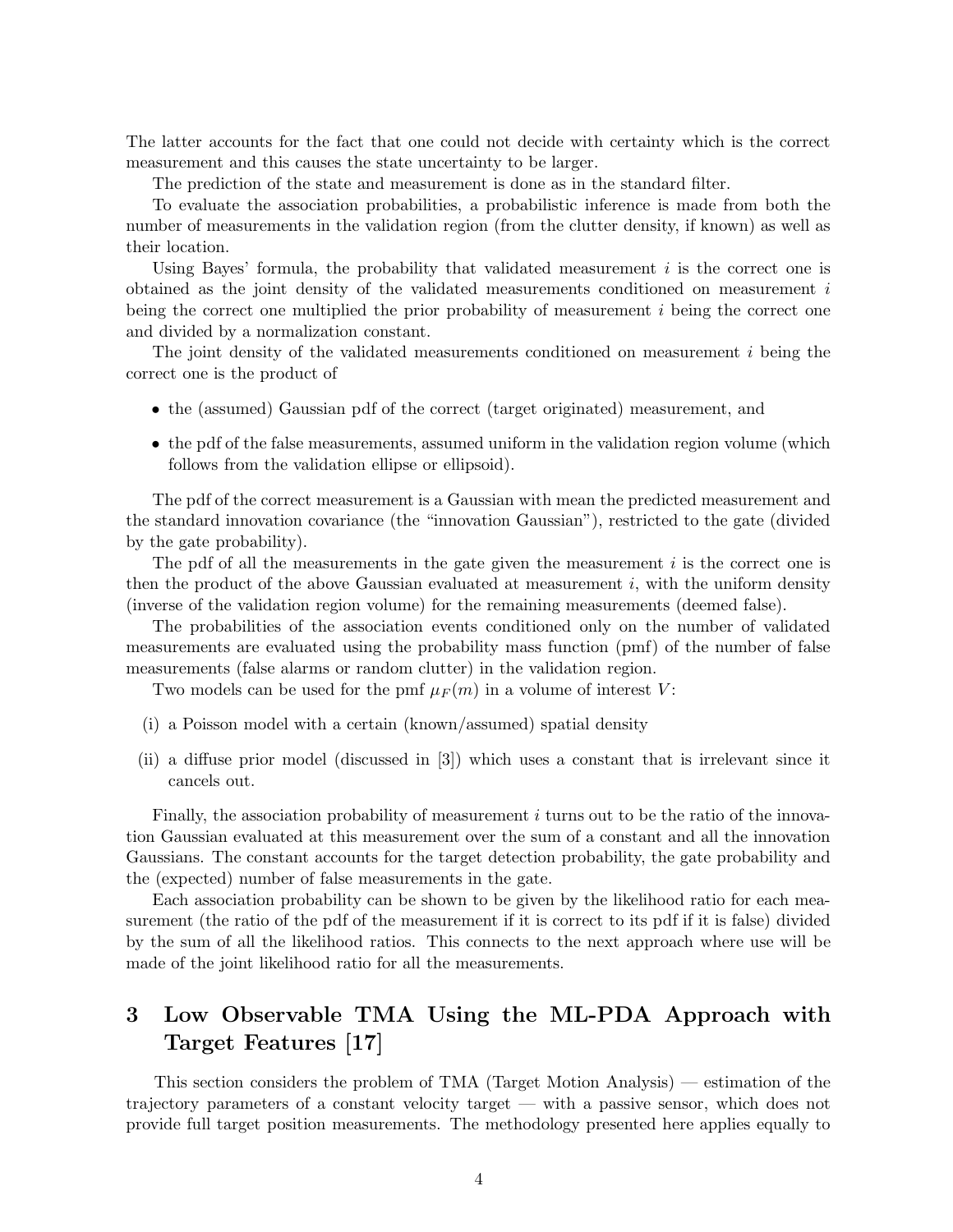The latter accounts for the fact that one could not decide with certainty which is the correct measurement and this causes the state uncertainty to be larger.

The prediction of the state and measurement is done as in the standard filter.

To evaluate the association probabilities, a probabilistic inference is made from both the number of measurements in the validation region (from the clutter density, if known) as well as their location.

Using Bayes' formula, the probability that validated measurement $i$ is the correct one is obtained as the joint density of the validated measurements conditioned on measurement $i$ being the correct one multiplied the prior probability of measurement $i$ being the correct one and divided by a normalization constant.

The joint density of the validated measurements conditioned on measurement $i$ being the correct one is the product of

- the (assumed) Gaussian pdf of the correct (target originated) measurement, and
- the pdf of the false measurements, assumed uniform in the validation region volume (which follows from the validation ellipse or ellipsoid).

The pdf of the correct measurement is a Gaussian with mean the predicted measurement and the standard innovation covariance (the "innovation Gaussian"), restricted to the gate (divided by the gate probability).

The pdf of all the measurements in the gate given the measurement $i$ is the correct one is then the product of the above Gaussian evaluated at measurement $i$, with the uniform density (inverse of the validation region volume) for the remaining measurements (deemed false).

The probabilities of the association events conditioned only on the number of validated measurements are evaluated using the probability mass function (pmf) of the number of false measurements (false alarms or random clutter) in the validation region.

Two models can be used for the pmf $\mu_F(m)$ in a volume of interest $V$:

(i) a Poisson model with a certain (known/assumed) spatial density

(ii) a diffuse prior model (discussed in [3]) which uses a constant that is irrelevant since it cancels out.

Finally, the association probability of measurement $i$ turns out to be the ratio of the innovation Gaussian evaluated at this measurement over the sum of a constant and all the innovation Gaussians. The constant accounts for the target detection probability, the gate probability and the (expected) number of false measurements in the gate.

Each association probability can be shown to be given by the likelihood ratio for each measurement (the ratio of the pdf of the measurement if it is correct to its pdf if it is false) divided by the sum of all the likelihood ratios. This connects to the next approach where use will be made of the joint likelihood ratio for all the measurements.

# 3 Low Observable TMA Using the ML-PDA Approach with Target Features [17]

This section considers the problem of TMA (Target Motion Analysis) — estimation of the trajectory parameters of a constant velocity target — with a passive sensor, which does not provide full target position measurements. The methodology presented here applies equally to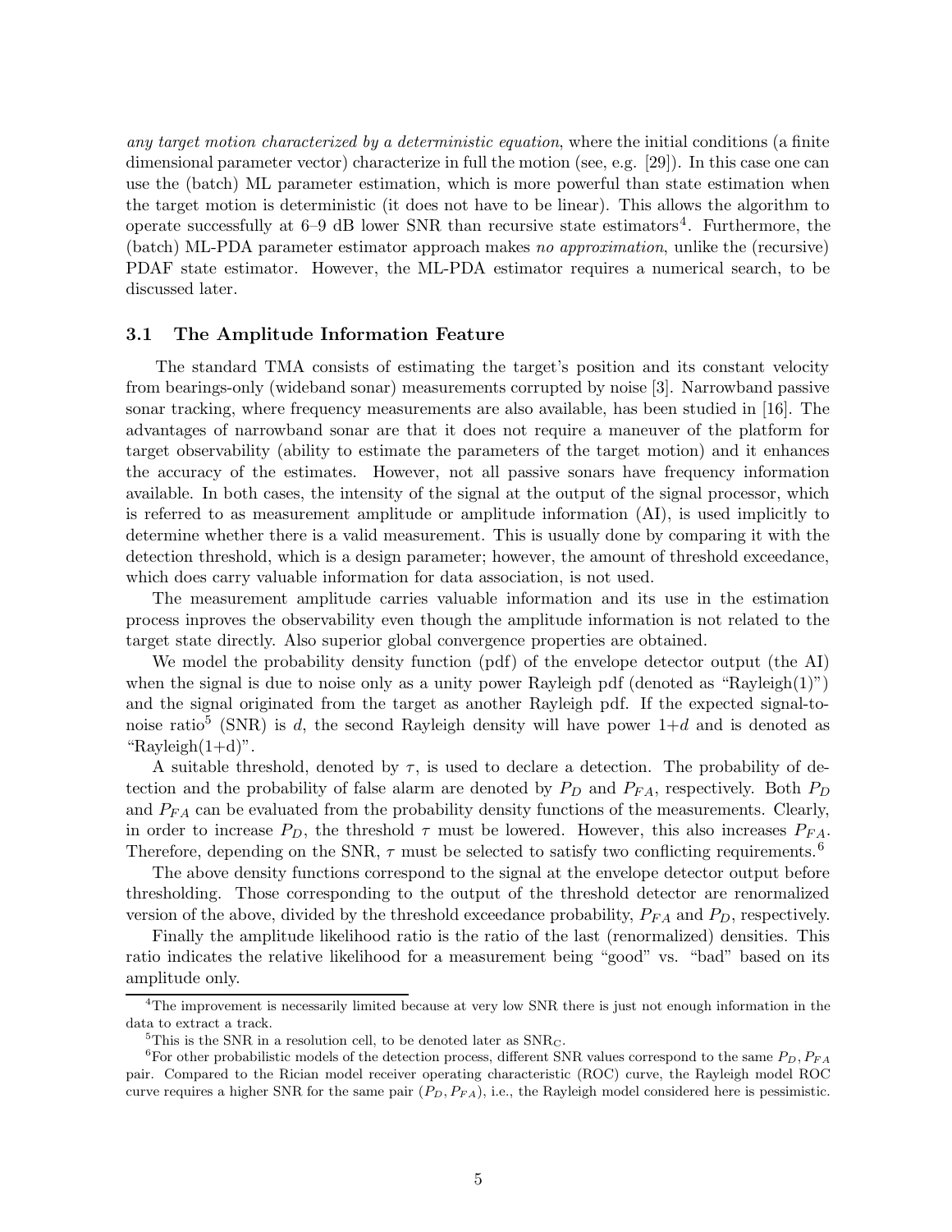*any target motion characterized by a deterministic equation*, where the initial conditions (a finite dimensional parameter vector) characterize in full the motion (see, e.g. [29]). In this case one can use the (batch) ML parameter estimation, which is more powerful than state estimation when the target motion is deterministic (it does not have to be linear). This allows the algorithm to operate successfully at 6–9 dB lower SNR than recursive state estimators[4]. Furthermore, the (batch) ML-PDA parameter estimator approach makes *no approximation*, unlike the (recursive) PDAF state estimator. However, the ML-PDA estimator requires a numerical search, to be discussed later.

### 3.1 The Amplitude Information Feature

The standard TMA consists of estimating the target's position and its constant velocity from bearings-only (wideband sonar) measurements corrupted by noise [3]. Narrowband passive sonar tracking, where frequency measurements are also available, has been studied in [16]. The advantages of narrowband sonar are that it does not require a maneuver of the platform for target observability (ability to estimate the parameters of the target motion) and it enhances the accuracy of the estimates. However, not all passive sonars have frequency information available. In both cases, the intensity of the signal at the output of the signal processor, which is referred to as measurement amplitude or amplitude information (AI), is used implicitly to determine whether there is a valid measurement. This is usually done by comparing it with the detection threshold, which is a design parameter; however, the amount of threshold exceedance, which does carry valuable information for data association, is not used.

The measurement amplitude carries valuable information and its use in the estimation process inproves the observability even though the amplitude information is not related to the target state directly. Also superior global convergence properties are obtained.

We model the probability density function (pdf) of the envelope detector output (the AI) when the signal is due to noise only as a unity power Rayleigh pdf (denoted as "Rayleigh(1)") and the signal originated from the target as another Rayleigh pdf. If the expected signal-to-noise ratio[5] (SNR) is $d$, the second Rayleigh density will have power $1+d$ and is denoted as "Rayleigh(1+d)".

A suitable threshold, denoted by $\tau$, is used to declare a detection. The probability of detection and the probability of false alarm are denoted by $P_D$ and $P_{FA}$, respectively. Both $P_D$ and $P_{FA}$ can be evaluated from the probability density functions of the measurements. Clearly, in order to increase $P_D$, the threshold $\tau$ must be lowered. However, this also increases $P_{FA}$. Therefore, depending on the SNR, $\tau$ must be selected to satisfy two conflicting requirements.[6]

The above density functions correspond to the signal at the envelope detector output before thresholding. Those corresponding to the output of the threshold detector are renormalized version of the above, divided by the threshold exceedance probability, $P_{FA}$ and $P_D$, respectively.

Finally the amplitude likelihood ratio is the ratio of the last (renormalized) densities. This ratio indicates the relative likelihood for a measurement being "good" vs. "bad" based on its amplitude only.

---

[4] The improvement is necessarily limited because at very low SNR there is just not enough information in the data to extract a track.

[5] This is the SNR in a resolution cell, to be denoted later as $\text{SNR}_C$.

[6] For other probabilistic models of the detection process, different SNR values correspond to the same $P_D, P_{FA}$ pair. Compared to the Rician model receiver operating characteristic (ROC) curve, the Rayleigh model ROC curve requires a higher SNR for the same pair $(P_D, P_{FA})$, i.e., the Rayleigh model considered here is pessimistic.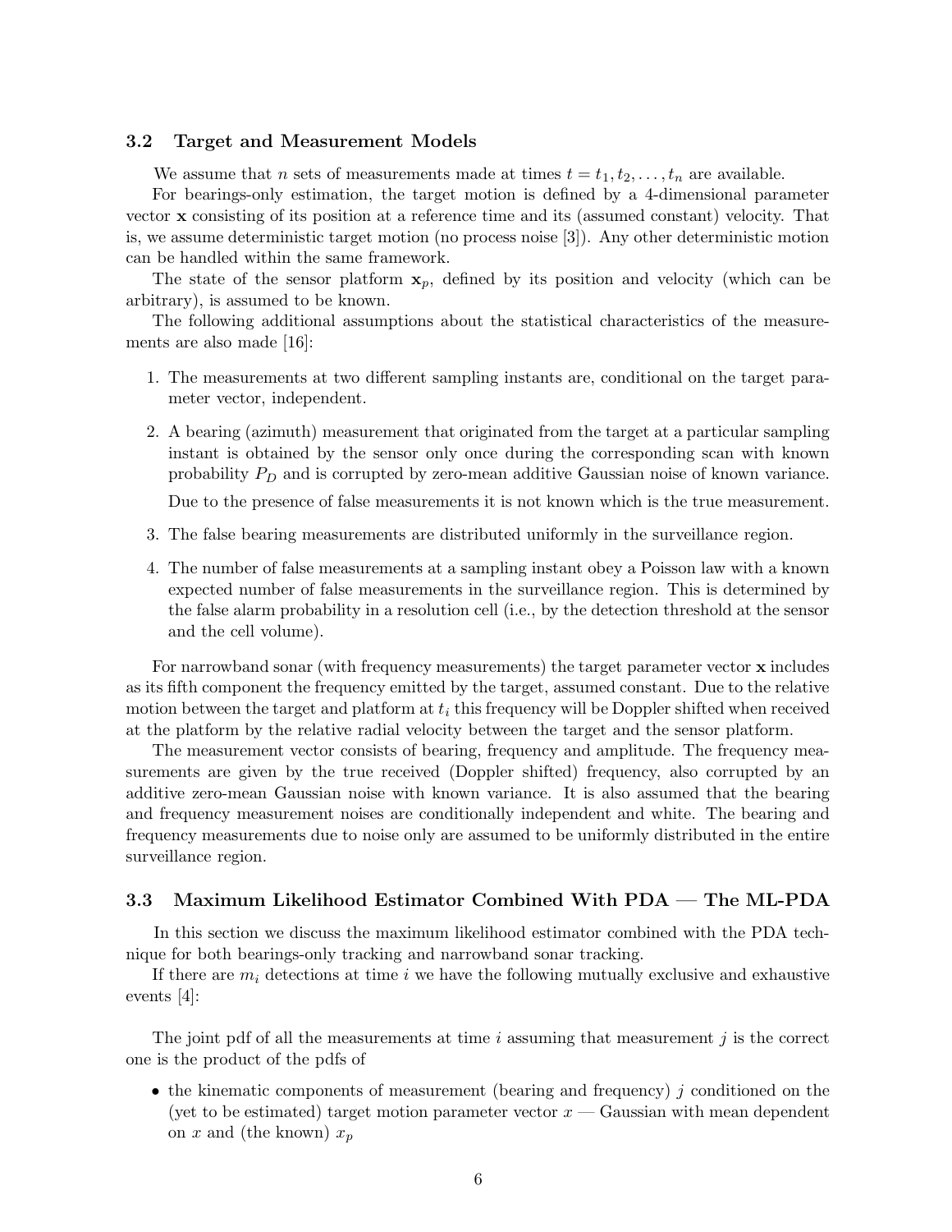### 3.2 Target and Measurement Models

We assume that $n$ sets of measurements made at times $t = t_1, t_2, \ldots, t_n$ are available.

For bearings-only estimation, the target motion is defined by a 4-dimensional parameter vector $\mathbf{x}$ consisting of its position at a reference time and its (assumed constant) velocity. That is, we assume deterministic target motion (no process noise [3]). Any other deterministic motion can be handled within the same framework.

The state of the sensor platform $\mathbf{x}_p$, defined by its position and velocity (which can be arbitrary), is assumed to be known.

The following additional assumptions about the statistical characteristics of the measurements are also made [16]:

1. The measurements at two different sampling instants are, conditional on the target parameter vector, independent.
2. A bearing (azimuth) measurement that originated from the target at a particular sampling instant is obtained by the sensor only once during the corresponding scan with known probability $P_D$ and is corrupted by zero-mean additive Gaussian noise of known variance.

   Due to the presence of false measurements it is not known which is the true measurement.
3. The false bearing measurements are distributed uniformly in the surveillance region.
4. The number of false measurements at a sampling instant obey a Poisson law with a known expected number of false measurements in the surveillance region. This is determined by the false alarm probability in a resolution cell (i.e., by the detection threshold at the sensor and the cell volume).

For narrowband sonar (with frequency measurements) the target parameter vector $\mathbf{x}$ includes as its fifth component the frequency emitted by the target, assumed constant. Due to the relative motion between the target and platform at $t_i$ this frequency will be Doppler shifted when received at the platform by the relative radial velocity between the target and the sensor platform.

The measurement vector consists of bearing, frequency and amplitude. The frequency measurements are given by the true received (Doppler shifted) frequency, also corrupted by an additive zero-mean Gaussian noise with known variance. It is also assumed that the bearing and frequency measurement noises are conditionally independent and white. The bearing and frequency measurements due to noise only are assumed to be uniformly distributed in the entire surveillance region.

### 3.3 Maximum Likelihood Estimator Combined With PDA — The ML-PDA

In this section we discuss the maximum likelihood estimator combined with the PDA technique for both bearings-only tracking and narrowband sonar tracking.

If there are $m_i$ detections at time $i$ we have the following mutually exclusive and exhaustive events [4]:

The joint pdf of all the measurements at time $i$ assuming that measurement $j$ is the correct one is the product of the pdfs of

- the kinematic components of measurement (bearing and frequency) $j$ conditioned on the (yet to be estimated) target motion parameter vector $x$ — Gaussian with mean dependent on $x$ and (the known) $x_p$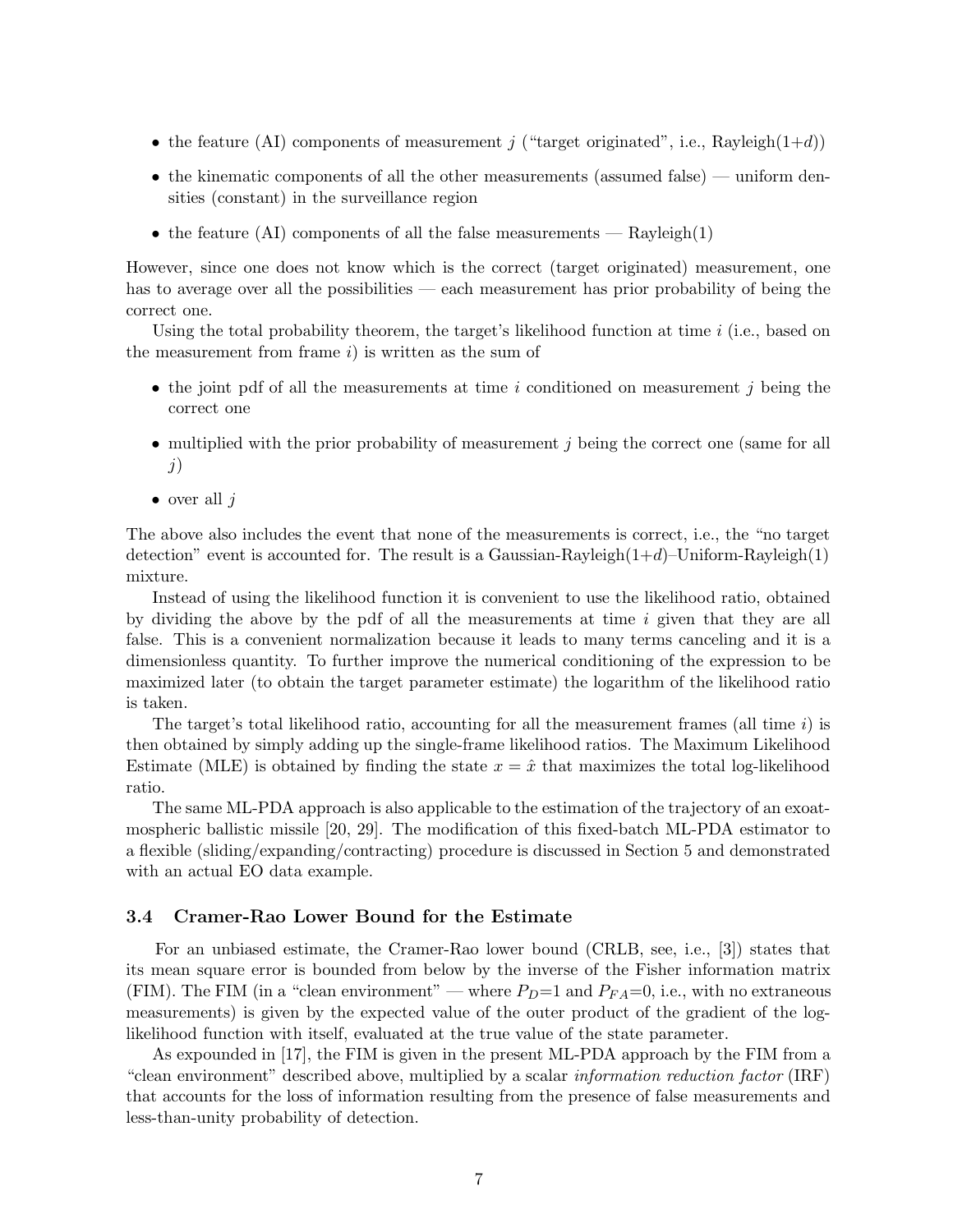- the feature (AI) components of measurement $j$ ("target originated", i.e., Rayleigh($1+d$))
- the kinematic components of all the other measurements (assumed false) — uniform densities (constant) in the surveillance region
- the feature (AI) components of all the false measurements — Rayleigh(1)

However, since one does not know which is the correct (target originated) measurement, one has to average over all the possibilities — each measurement has prior probability of being the correct one.

Using the total probability theorem, the target's likelihood function at time $i$ (i.e., based on the measurement from frame $i$) is written as the sum of

- the joint pdf of all the measurements at time $i$ conditioned on measurement $j$ being the correct one
- multiplied with the prior probability of measurement $j$ being the correct one (same for all $j$)
- over all $j$

The above also includes the event that none of the measurements is correct, i.e., the "no target detection" event is accounted for. The result is a Gaussian-Rayleigh($1+d$)–Uniform-Rayleigh(1) mixture.

Instead of using the likelihood function it is convenient to use the likelihood ratio, obtained by dividing the above by the pdf of all the measurements at time $i$ given that they are all false. This is a convenient normalization because it leads to many terms canceling and it is a dimensionless quantity. To further improve the numerical conditioning of the expression to be maximized later (to obtain the target parameter estimate) the logarithm of the likelihood ratio is taken.

The target's total likelihood ratio, accounting for all the measurement frames (all time $i$) is then obtained by simply adding up the single-frame likelihood ratios. The Maximum Likelihood Estimate (MLE) is obtained by finding the state $x = \hat{x}$ that maximizes the total log-likelihood ratio.

The same ML-PDA approach is also applicable to the estimation of the trajectory of an exoatmospheric ballistic missile [20, 29]. The modification of this fixed-batch ML-PDA estimator to a flexible (sliding/expanding/contracting) procedure is discussed in Section 5 and demonstrated with an actual EO data example.

### 3.4 Cramer-Rao Lower Bound for the Estimate

For an unbiased estimate, the Cramer-Rao lower bound (CRLB, see, i.e., [3]) states that its mean square error is bounded from below by the inverse of the Fisher information matrix (FIM). The FIM (in a "clean environment" — where $P_D$=1 and $P_{FA}$=0, i.e., with no extraneous measurements) is given by the expected value of the outer product of the gradient of the log-likelihood function with itself, evaluated at the true value of the state parameter.

As expounded in [17], the FIM is given in the present ML-PDA approach by the FIM from a "clean environment" described above, multiplied by a scalar *information reduction factor* (IRF) that accounts for the loss of information resulting from the presence of false measurements and less-than-unity probability of detection.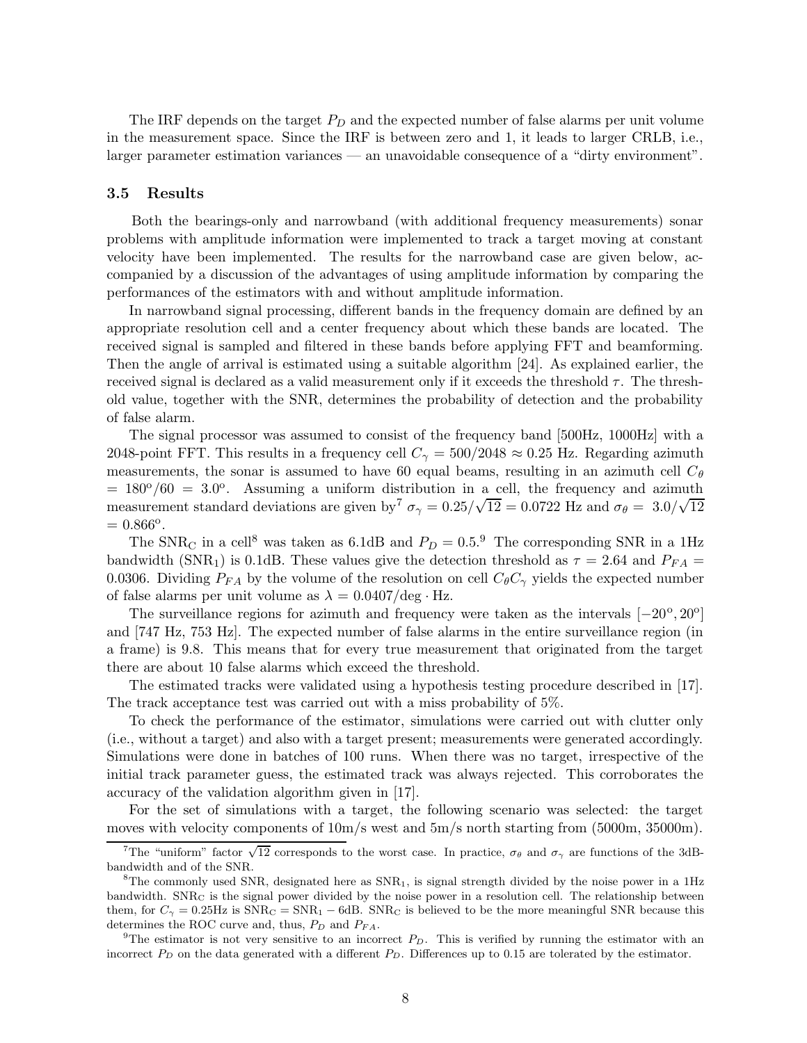The IRF depends on the target $P_D$ and the expected number of false alarms per unit volume in the measurement space. Since the IRF is between zero and 1, it leads to larger CRLB, i.e., larger parameter estimation variances — an unavoidable consequence of a "dirty environment".

### 3.5 Results

Both the bearings-only and narrowband (with additional frequency measurements) sonar problems with amplitude information were implemented to track a target moving at constant velocity have been implemented. The results for the narrowband case are given below, accompanied by a discussion of the advantages of using amplitude information by comparing the performances of the estimators with and without amplitude information.

In narrowband signal processing, different bands in the frequency domain are defined by an appropriate resolution cell and a center frequency about which these bands are located. The received signal is sampled and filtered in these bands before applying FFT and beamforming. Then the angle of arrival is estimated using a suitable algorithm [24]. As explained earlier, the received signal is declared as a valid measurement only if it exceeds the threshold $\tau$. The threshold value, together with the SNR, determines the probability of detection and the probability of false alarm.

The signal processor was assumed to consist of the frequency band [500Hz, 1000Hz] with a 2048-point FFT. This results in a frequency cell $C_\gamma = 500/2048 \approx 0.25$ Hz. Regarding azimuth measurements, the sonar is assumed to have 60 equal beams, resulting in an azimuth cell $C_\theta = 180^o/60 = 3.0^o$. Assuming a uniform distribution in a cell, the frequency and azimuth measurement standard deviations are given by[7] $\sigma_\gamma = 0.25/\sqrt{12} = 0.0722$ Hz and $\sigma_\theta = 3.0/\sqrt{12} = 0.866^o$.

The $\text{SNR}_\text{C}$ in a cell[8] was taken as 6.1dB and $P_D = 0.5$.[9] The corresponding SNR in a 1Hz bandwidth ($\text{SNR}_1$) is 0.1dB. These values give the detection threshold as $\tau = 2.64$ and $P_{FA} = 0.0306$. Dividing $P_{FA}$ by the volume of the resolution on cell $C_\theta C_\gamma$ yields the expected number of false alarms per unit volume as $\lambda = 0.0407/\text{deg} \cdot \text{Hz}$.

The surveillance regions for azimuth and frequency were taken as the intervals $[-20^o, 20^o]$ and [747 Hz, 753 Hz]. The expected number of false alarms in the entire surveillance region (in a frame) is 9.8. This means that for every true measurement that originated from the target there are about 10 false alarms which exceed the threshold.

The estimated tracks were validated using a hypothesis testing procedure described in [17]. The track acceptance test was carried out with a miss probability of 5%.

To check the performance of the estimator, simulations were carried out with clutter only (i.e., without a target) and also with a target present; measurements were generated accordingly. Simulations were done in batches of 100 runs. When there was no target, irrespective of the initial track parameter guess, the estimated track was always rejected. This corroborates the accuracy of the validation algorithm given in [17].

For the set of simulations with a target, the following scenario was selected: the target moves with velocity components of 10m/s west and 5m/s north starting from (5000m, 35000m).

---

[7] The "uniform" factor $\sqrt{12}$ corresponds to the worst case. In practice, $\sigma_\theta$ and $\sigma_\gamma$ are functions of the 3dB-bandwidth and of the SNR.

[8] The commonly used SNR, designated here as $\text{SNR}_1$, is signal strength divided by the noise power in a 1Hz bandwidth. $\text{SNR}_\text{C}$ is the signal power divided by the noise power in a resolution cell. The relationship between them, for $C_\gamma = 0.25$Hz is $\text{SNR}_\text{C} = \text{SNR}_1 - 6$dB. $\text{SNR}_\text{C}$ is believed to be the more meaningful SNR because this determines the ROC curve and, thus, $P_D$ and $P_{FA}$.

[9] The estimator is not very sensitive to an incorrect $P_D$. This is verified by running the estimator with an incorrect $P_D$ on the data generated with a different $P_D$. Differences up to 0.15 are tolerated by the estimator.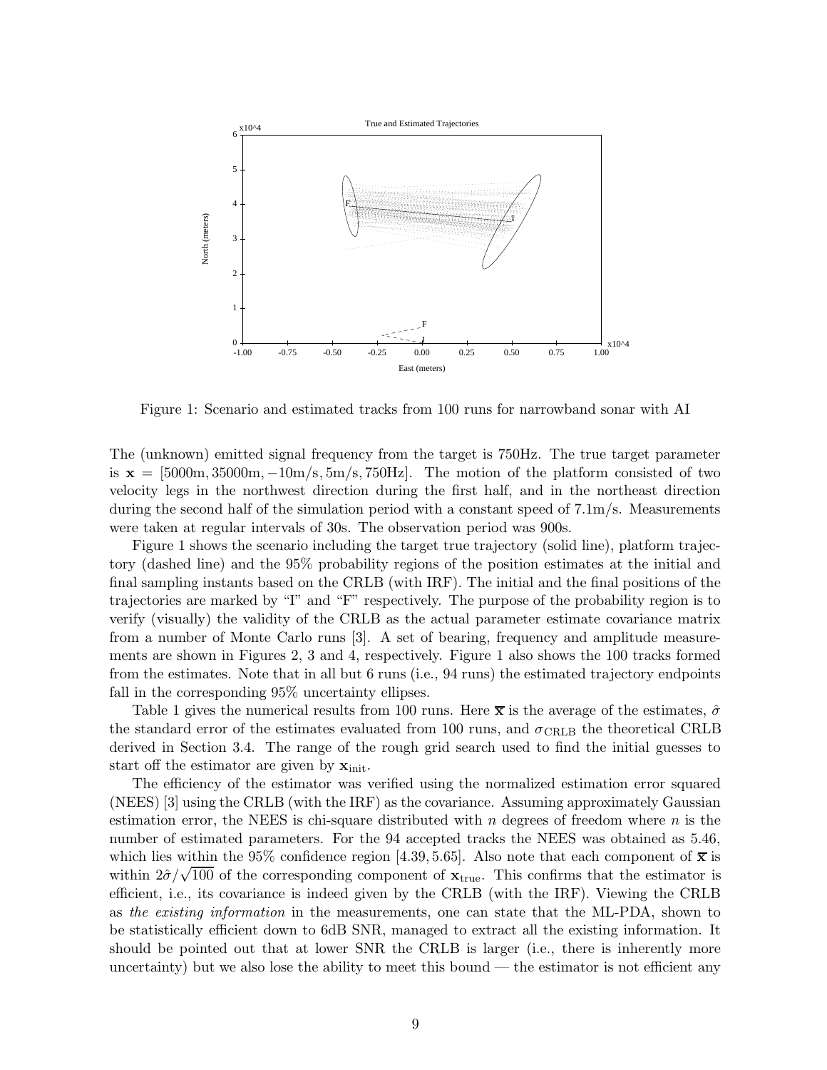Figure 1: Scenario and estimated tracks from 100 runs for narrowband sonar with AI

The (unknown) emitted signal frequency from the target is 750Hz. The true target parameter is $\mathbf{x} = [5000\text{m}, 35000\text{m}, -10\text{m/s}, 5\text{m/s}, 750\text{Hz}]$. The motion of the platform consisted of two velocity legs in the northwest direction during the first half, and in the northeast direction during the second half of the simulation period with a constant speed of 7.1m/s. Measurements were taken at regular intervals of 30s. The observation period was 900s.

Figure 1 shows the scenario including the target true trajectory (solid line), platform trajectory (dashed line) and the 95% probability regions of the position estimates at the initial and final sampling instants based on the CRLB (with IRF). The initial and the final positions of the trajectories are marked by "I" and "F" respectively. The purpose of the probability region is to verify (visually) the validity of the CRLB as the actual parameter estimate covariance matrix from a number of Monte Carlo runs [3]. A set of bearing, frequency and amplitude measurements are shown in Figures 2, 3 and 4, respectively. Figure 1 also shows the 100 tracks formed from the estimates. Note that in all but 6 runs (i.e., 94 runs) the estimated trajectory endpoints fall in the corresponding 95% uncertainty ellipses.

Table 1 gives the numerical results from 100 runs. Here $\overline{\mathbf{x}}$ is the average of the estimates, $\hat{\sigma}$ the standard error of the estimates evaluated from 100 runs, and $\sigma_{\text{CRLB}}$ the theoretical CRLB derived in Section 3.4. The range of the rough grid search used to find the initial guesses to start off the estimator are given by $\mathbf{x}_{\text{init}}$.

The efficiency of the estimator was verified using the normalized estimation error squared (NEES) [3] using the CRLB (with the IRF) as the covariance. Assuming approximately Gaussian estimation error, the NEES is chi-square distributed with $n$ degrees of freedom where $n$ is the number of estimated parameters. For the 94 accepted tracks the NEES was obtained as 5.46, which lies within the 95% confidence region $[4.39, 5.65]$. Also note that each component of $\overline{\mathbf{x}}$ is within $2\hat{\sigma}/\sqrt{100}$ of the corresponding component of $\mathbf{x}_{\text{true}}$. This confirms that the estimator is efficient, i.e., its covariance is indeed given by the CRLB (with the IRF). Viewing the CRLB as *the existing information* in the measurements, one can state that the ML-PDA, shown to be statistically efficient down to 6dB SNR, managed to extract all the existing information. It should be pointed out that at lower SNR the CRLB is larger (i.e., there is inherently more uncertainty) but we also lose the ability to meet this bound — the estimator is not efficient any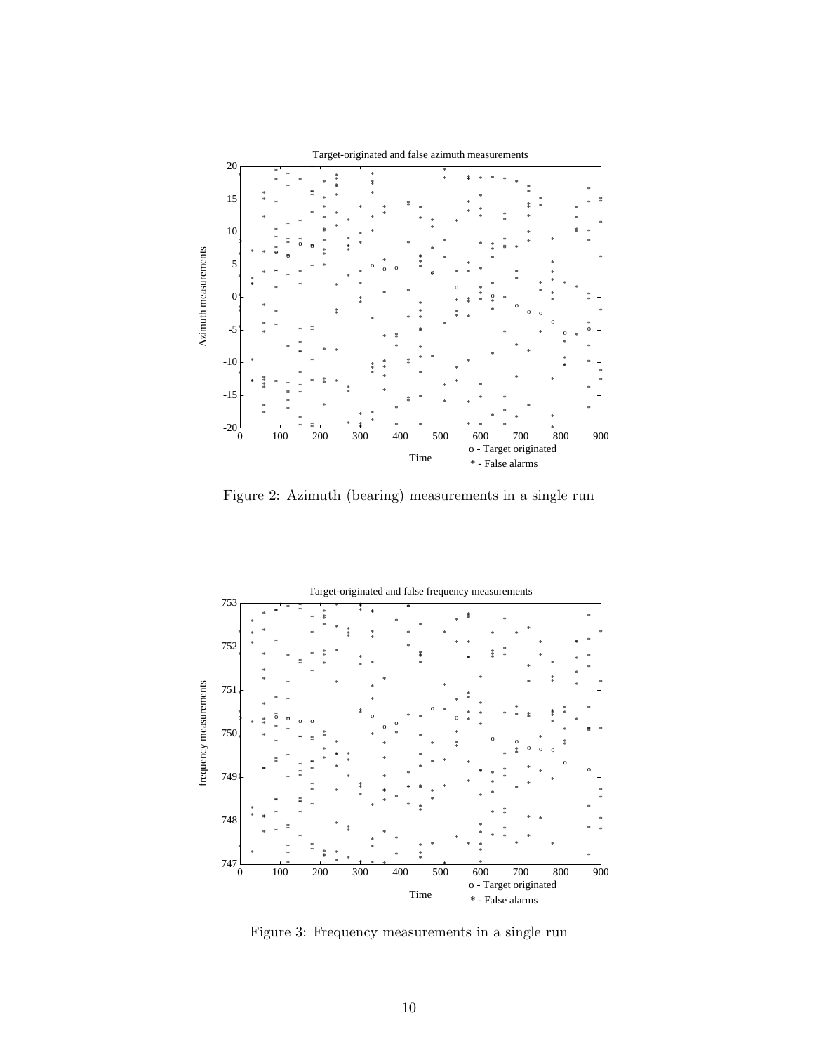Figure 2: Azimuth (bearing) measurements in a single run

Figure 3: Frequency measurements in a single run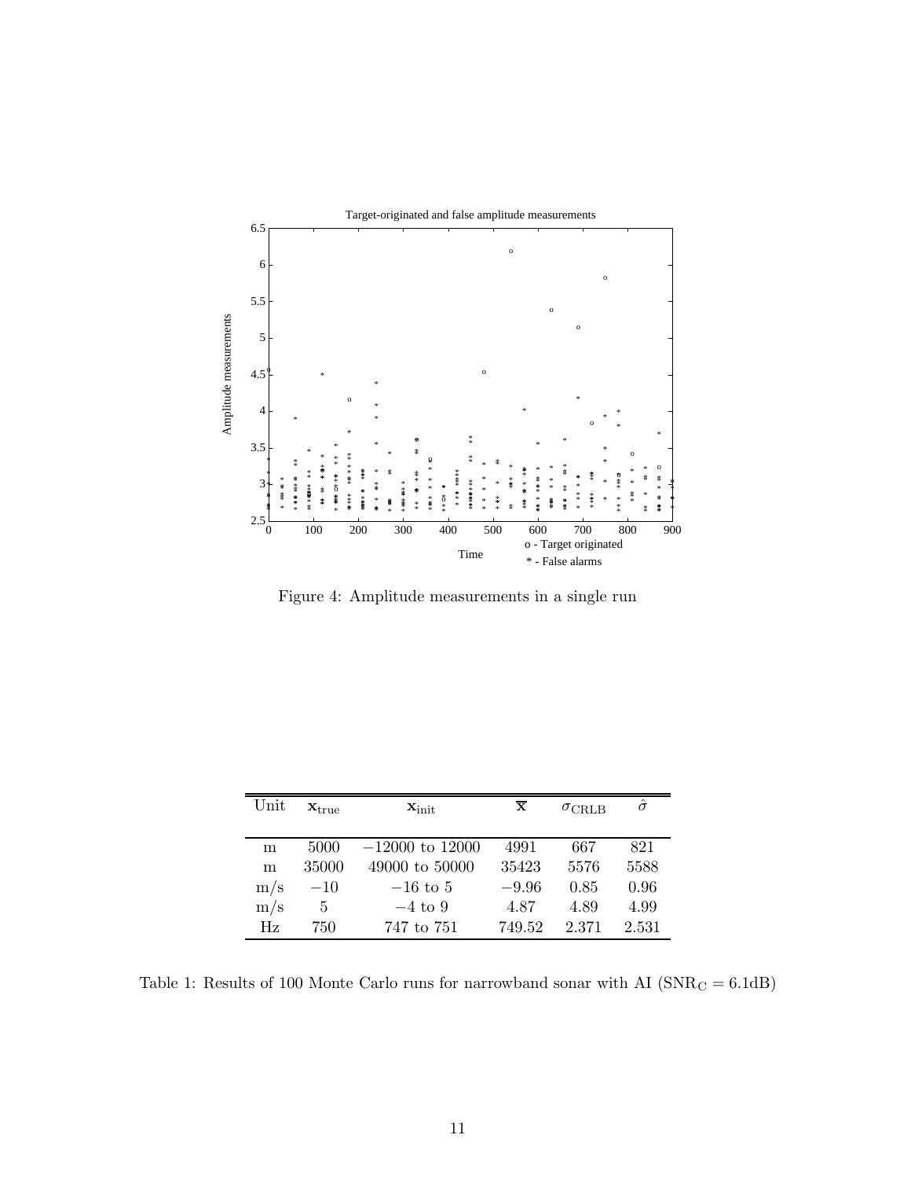Figure 4: Amplitude measurements in a single run

| Unit | $\mathbf{x}_{\text{true}}$ | $\mathbf{x}_{\text{init}}$ | $\overline{\mathbf{x}}$ | $\sigma_{\text{CRLB}}$ | $\hat{\sigma}$ |
|---|---|---|---|---|---|
| m | 5000 | $-12000$ to 12000 | 4991 | 667 | 821 |
| m | 35000 | 49000 to 50000 | 35423 | 5576 | 5588 |
| m/s | $-10$ | $-16$ to 5 | $-9.96$ | 0.85 | 0.96 |
| m/s | 5 | $-4$ to 9 | 4.87 | 4.89 | 4.99 |
| Hz | 750 | 747 to 751 | 749.52 | 2.371 | 2.531 |

Table 1: Results of 100 Monte Carlo runs for narrowband sonar with AI ($\text{SNR}_\text{C} = 6.1\text{dB}$)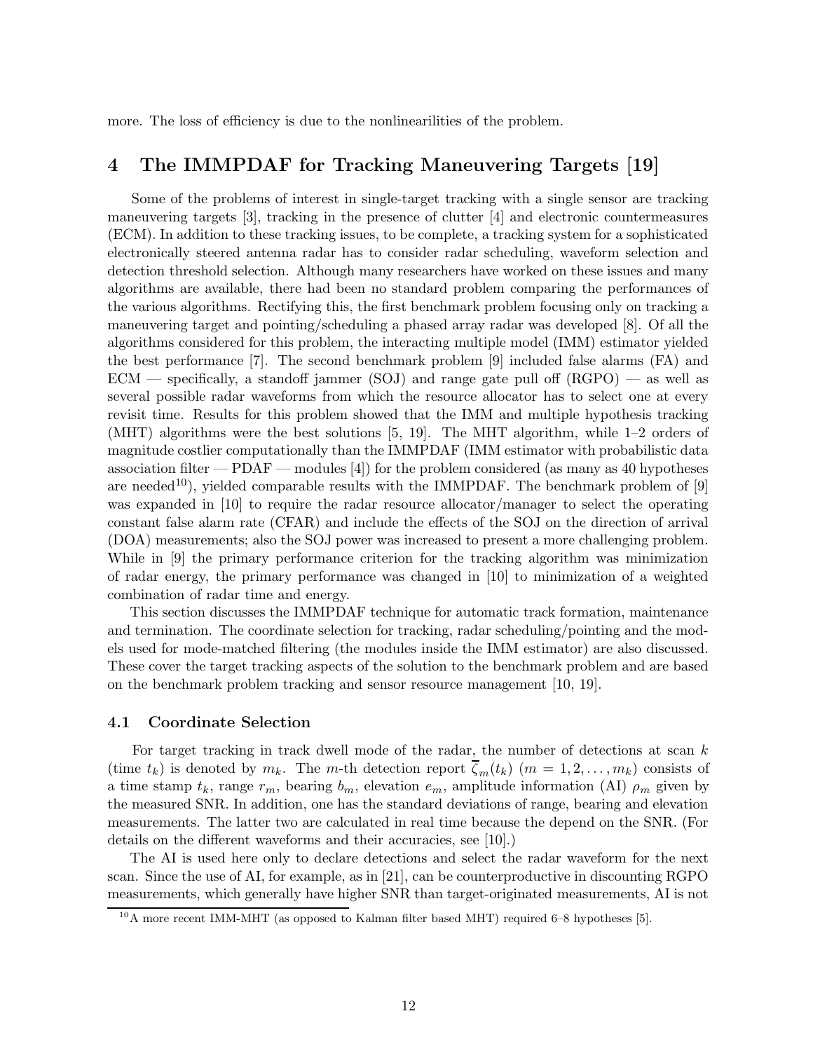more. The loss of efficiency is due to the nonlinearilities of the problem.

## 4 The IMMPDAF for Tracking Maneuvering Targets [19]

Some of the problems of interest in single-target tracking with a single sensor are tracking maneuvering targets [3], tracking in the presence of clutter [4] and electronic countermeasures (ECM). In addition to these tracking issues, to be complete, a tracking system for a sophisticated electronically steered antenna radar has to consider radar scheduling, waveform selection and detection threshold selection. Although many researchers have worked on these issues and many algorithms are available, there had been no standard problem comparing the performances of the various algorithms. Rectifying this, the first benchmark problem focusing only on tracking a maneuvering target and pointing/scheduling a phased array radar was developed [8]. Of all the algorithms considered for this problem, the interacting multiple model (IMM) estimator yielded the best performance [7]. The second benchmark problem [9] included false alarms (FA) and ECM — specifically, a standoff jammer (SOJ) and range gate pull off (RGPO) — as well as several possible radar waveforms from which the resource allocator has to select one at every revisit time. Results for this problem showed that the IMM and multiple hypothesis tracking (MHT) algorithms were the best solutions [5, 19]. The MHT algorithm, while 1–2 orders of magnitude costlier computationally than the IMMPDAF (IMM estimator with probabilistic data association filter — PDAF — modules [4]) for the problem considered (as many as 40 hypotheses are needed[10]), yielded comparable results with the IMMPDAF. The benchmark problem of [9] was expanded in [10] to require the radar resource allocator/manager to select the operating constant false alarm rate (CFAR) and include the effects of the SOJ on the direction of arrival (DOA) measurements; also the SOJ power was increased to present a more challenging problem. While in [9] the primary performance criterion for the tracking algorithm was minimization of radar energy, the primary performance was changed in [10] to minimization of a weighted combination of radar time and energy.

This section discusses the IMMPDAF technique for automatic track formation, maintenance and termination. The coordinate selection for tracking, radar scheduling/pointing and the models used for mode-matched filtering (the modules inside the IMM estimator) are also discussed. These cover the target tracking aspects of the solution to the benchmark problem and are based on the benchmark problem tracking and sensor resource management [10, 19].

### 4.1 Coordinate Selection

For target tracking in track dwell mode of the radar, the number of detections at scan $k$ (time $t_k$) is denoted by $m_k$. The $m$-th detection report $\overline{\zeta}_m(t_k)$ $(m = 1, 2, \ldots, m_k)$ consists of a time stamp $t_k$, range $r_m$, bearing $b_m$, elevation $e_m$, amplitude information (AI) $\rho_m$ given by the measured SNR. In addition, one has the standard deviations of range, bearing and elevation measurements. The latter two are calculated in real time because the depend on the SNR. (For details on the different waveforms and their accuracies, see [10].)

The AI is used here only to declare detections and select the radar waveform for the next scan. Since the use of AI, for example, as in [21], can be counterproductive in discounting RGPO measurements, which generally have higher SNR than target-originated measurements, AI is not

[10] A more recent IMM-MHT (as opposed to Kalman filter based MHT) required 6–8 hypotheses [5].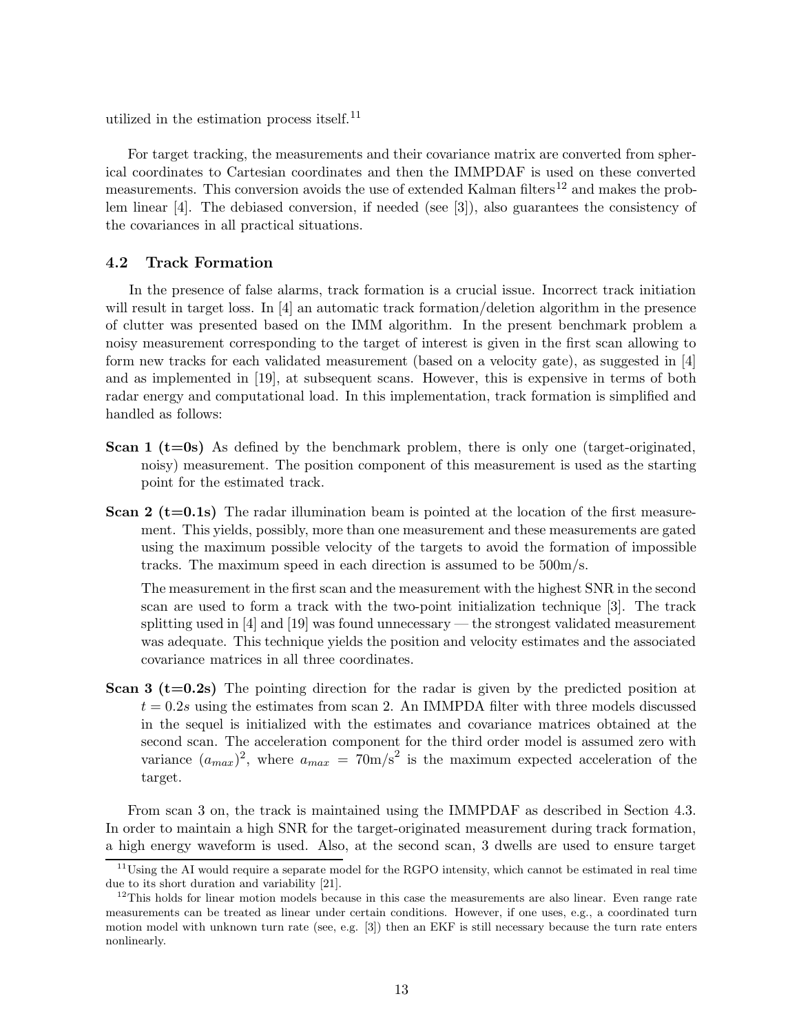utilized in the estimation process itself.[11]

For target tracking, the measurements and their covariance matrix are converted from spherical coordinates to Cartesian coordinates and then the IMMPDAF is used on these converted measurements. This conversion avoids the use of extended Kalman filters[12] and makes the problem linear [4]. The debiased conversion, if needed (see [3]), also guarantees the consistency of the covariances in all practical situations.

### 4.2 Track Formation

In the presence of false alarms, track formation is a crucial issue. Incorrect track initiation will result in target loss. In [4] an automatic track formation/deletion algorithm in the presence of clutter was presented based on the IMM algorithm. In the present benchmark problem a noisy measurement corresponding to the target of interest is given in the first scan allowing to form new tracks for each validated measurement (based on a velocity gate), as suggested in [4] and as implemented in [19], at subsequent scans. However, this is expensive in terms of both radar energy and computational load. In this implementation, track formation is simplified and handled as follows:

**Scan 1 (t=0s)** As defined by the benchmark problem, there is only one (target-originated, noisy) measurement. The position component of this measurement is used as the starting point for the estimated track.

**Scan 2 (t=0.1s)** The radar illumination beam is pointed at the location of the first measurement. This yields, possibly, more than one measurement and these measurements are gated using the maximum possible velocity of the targets to avoid the formation of impossible tracks. The maximum speed in each direction is assumed to be 500m/s.

The measurement in the first scan and the measurement with the highest SNR in the second scan are used to form a track with the two-point initialization technique [3]. The track splitting used in [4] and [19] was found unnecessary — the strongest validated measurement was adequate. This technique yields the position and velocity estimates and the associated covariance matrices in all three coordinates.

**Scan 3 (t=0.2s)** The pointing direction for the radar is given by the predicted position at $t = 0.2s$ using the estimates from scan 2. An IMMPDA filter with three models discussed in the sequel is initialized with the estimates and covariance matrices obtained at the second scan. The acceleration component for the third order model is assumed zero with variance $(a_{max})^2$, where $a_{max} = 70\text{m/s}^2$ is the maximum expected acceleration of the target.

From scan 3 on, the track is maintained using the IMMPDAF as described in Section 4.3. In order to maintain a high SNR for the target-originated measurement during track formation, a high energy waveform is used. Also, at the second scan, 3 dwells are used to ensure target

[11] Using the AI would require a separate model for the RGPO intensity, which cannot be estimated in real time due to its short duration and variability [21].

[12] This holds for linear motion models because in this case the measurements are also linear. Even range rate measurements can be treated as linear under certain conditions. However, if one uses, e.g., a coordinated turn motion model with unknown turn rate (see, e.g. [3]) then an EKF is still necessary because the turn rate enters nonlinearly.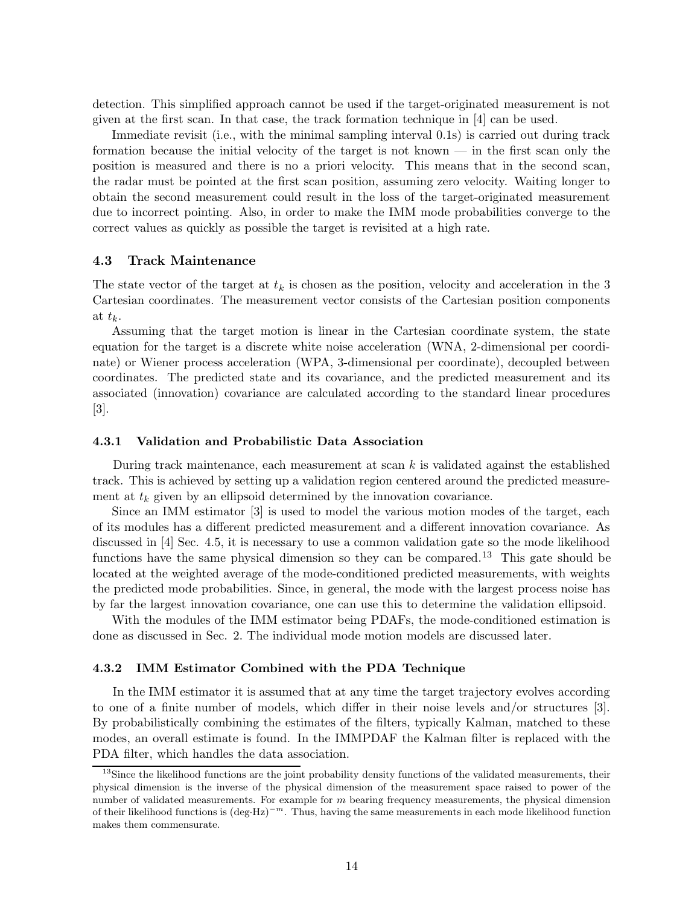detection. This simplified approach cannot be used if the target-originated measurement is not given at the first scan. In that case, the track formation technique in [4] can be used.

Immediate revisit (i.e., with the minimal sampling interval 0.1s) is carried out during track formation because the initial velocity of the target is not known — in the first scan only the position is measured and there is no a priori velocity. This means that in the second scan, the radar must be pointed at the first scan position, assuming zero velocity. Waiting longer to obtain the second measurement could result in the loss of the target-originated measurement due to incorrect pointing. Also, in order to make the IMM mode probabilities converge to the correct values as quickly as possible the target is revisited at a high rate.

## 4.3 Track Maintenance

The state vector of the target at $t_k$ is chosen as the position, velocity and acceleration in the 3 Cartesian coordinates. The measurement vector consists of the Cartesian position components at $t_k$.

Assuming that the target motion is linear in the Cartesian coordinate system, the state equation for the target is a discrete white noise acceleration (WNA, 2-dimensional per coordinate) or Wiener process acceleration (WPA, 3-dimensional per coordinate), decoupled between coordinates. The predicted state and its covariance, and the predicted measurement and its associated (innovation) covariance are calculated according to the standard linear procedures [3].

### 4.3.1 Validation and Probabilistic Data Association

During track maintenance, each measurement at scan $k$ is validated against the established track. This is achieved by setting up a validation region centered around the predicted measurement at $t_k$ given by an ellipsoid determined by the innovation covariance.

Since an IMM estimator [3] is used to model the various motion modes of the target, each of its modules has a different predicted measurement and a different innovation covariance. As discussed in [4] Sec. 4.5, it is necessary to use a common validation gate so the mode likelihood functions have the same physical dimension so they can be compared.[13] This gate should be located at the weighted average of the mode-conditioned predicted measurements, with weights the predicted mode probabilities. Since, in general, the mode with the largest process noise has by far the largest innovation covariance, one can use this to determine the validation ellipsoid.

With the modules of the IMM estimator being PDAFs, the mode-conditioned estimation is done as discussed in Sec. 2. The individual mode motion models are discussed later.

### 4.3.2 IMM Estimator Combined with the PDA Technique

In the IMM estimator it is assumed that at any time the target trajectory evolves according to one of a finite number of models, which differ in their noise levels and/or structures [3]. By probabilistically combining the estimates of the filters, typically Kalman, matched to these modes, an overall estimate is found. In the IMMPDAF the Kalman filter is replaced with the PDA filter, which handles the data association.

[13] Since the likelihood functions are the joint probability density functions of the validated measurements, their physical dimension is the inverse of the physical dimension of the measurement space raised to power of the number of validated measurements. For example for $m$ bearing frequency measurements, the physical dimension of their likelihood functions is $(\text{deg}\cdot\text{Hz})^{-m}$. Thus, having the same measurements in each mode likelihood function makes them commensurate.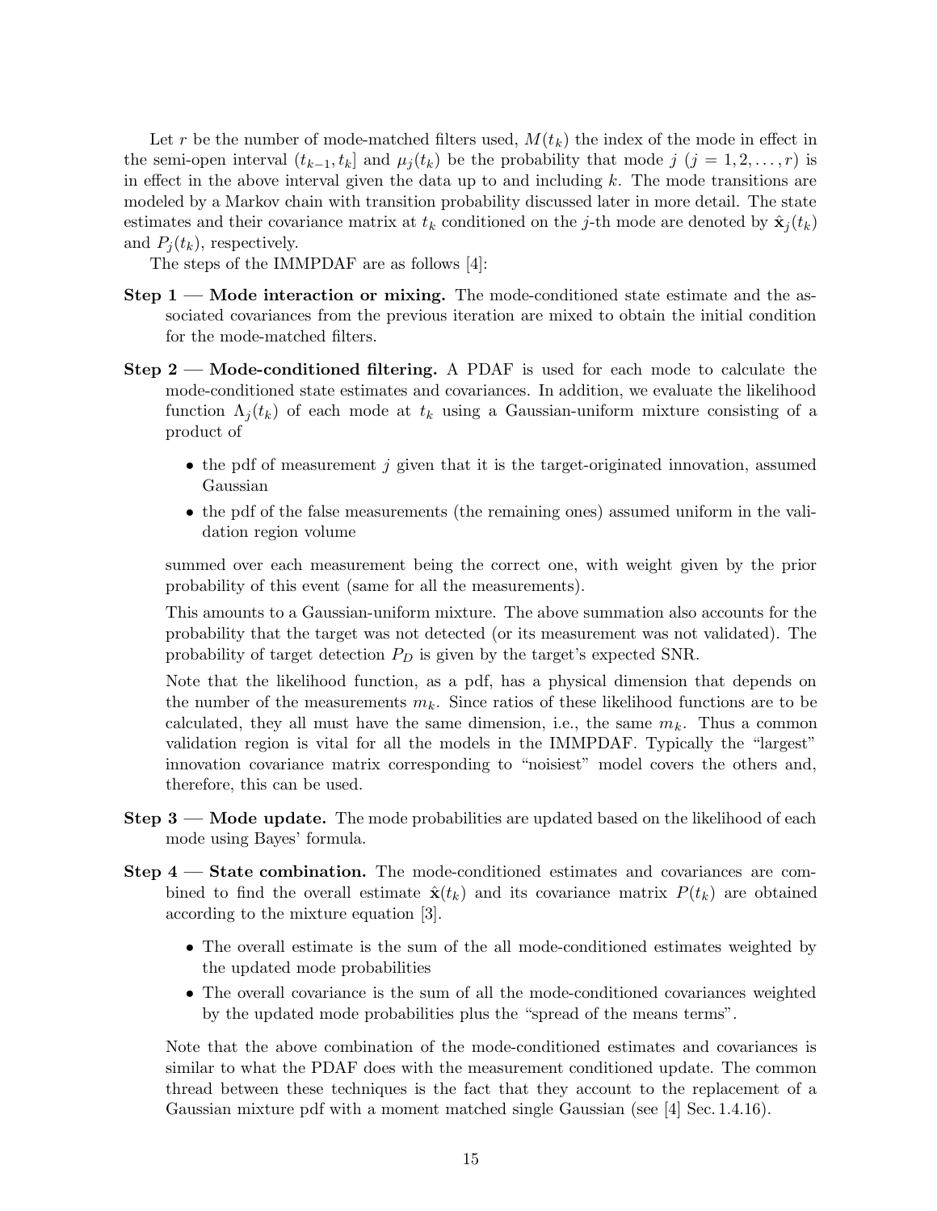Let $r$ be the number of mode-matched filters used, $M(t_k)$ the index of the mode in effect in the semi-open interval $(t_{k-1}, t_k]$ and $\mu_j(t_k)$ be the probability that mode $j$ ($j = 1, 2, \ldots, r$) is in effect in the above interval given the data up to and including $k$. The mode transitions are modeled by a Markov chain with transition probability discussed later in more detail. The state estimates and their covariance matrix at $t_k$ conditioned on the $j$-th mode are denoted by $\hat{\mathbf{x}}_j(t_k)$ and $P_j(t_k)$, respectively.

The steps of the IMMPDAF are as follows [4]:

**Step 1 — Mode interaction or mixing.** The mode-conditioned state estimate and the associated covariances from the previous iteration are mixed to obtain the initial condition for the mode-matched filters.

**Step 2 — Mode-conditioned filtering.** A PDAF is used for each mode to calculate the mode-conditioned state estimates and covariances. In addition, we evaluate the likelihood function $\Lambda_j(t_k)$ of each mode at $t_k$ using a Gaussian-uniform mixture consisting of a product of

- the pdf of measurement $j$ given that it is the target-originated innovation, assumed Gaussian
- the pdf of the false measurements (the remaining ones) assumed uniform in the validation region volume

summed over each measurement being the correct one, with weight given by the prior probability of this event (same for all the measurements).

This amounts to a Gaussian-uniform mixture. The above summation also accounts for the probability that the target was not detected (or its measurement was not validated). The probability of target detection $P_D$ is given by the target's expected SNR.

Note that the likelihood function, as a pdf, has a physical dimension that depends on the number of the measurements $m_k$. Since ratios of these likelihood functions are to be calculated, they all must have the same dimension, i.e., the same $m_k$. Thus a common validation region is vital for all the models in the IMMPDAF. Typically the "largest" innovation covariance matrix corresponding to "noisiest" model covers the others and, therefore, this can be used.

**Step 3 — Mode update.** The mode probabilities are updated based on the likelihood of each mode using Bayes' formula.

**Step 4 — State combination.** The mode-conditioned estimates and covariances are combined to find the overall estimate $\hat{\mathbf{x}}(t_k)$ and its covariance matrix $P(t_k)$ are obtained according to the mixture equation [3].

- The overall estimate is the sum of the all mode-conditioned estimates weighted by the updated mode probabilities
- The overall covariance is the sum of all the mode-conditioned covariances weighted by the updated mode probabilities plus the "spread of the means terms".

Note that the above combination of the mode-conditioned estimates and covariances is similar to what the PDAF does with the measurement conditioned update. The common thread between these techniques is the fact that they account to the replacement of a Gaussian mixture pdf with a moment matched single Gaussian (see [4] Sec. 1.4.16).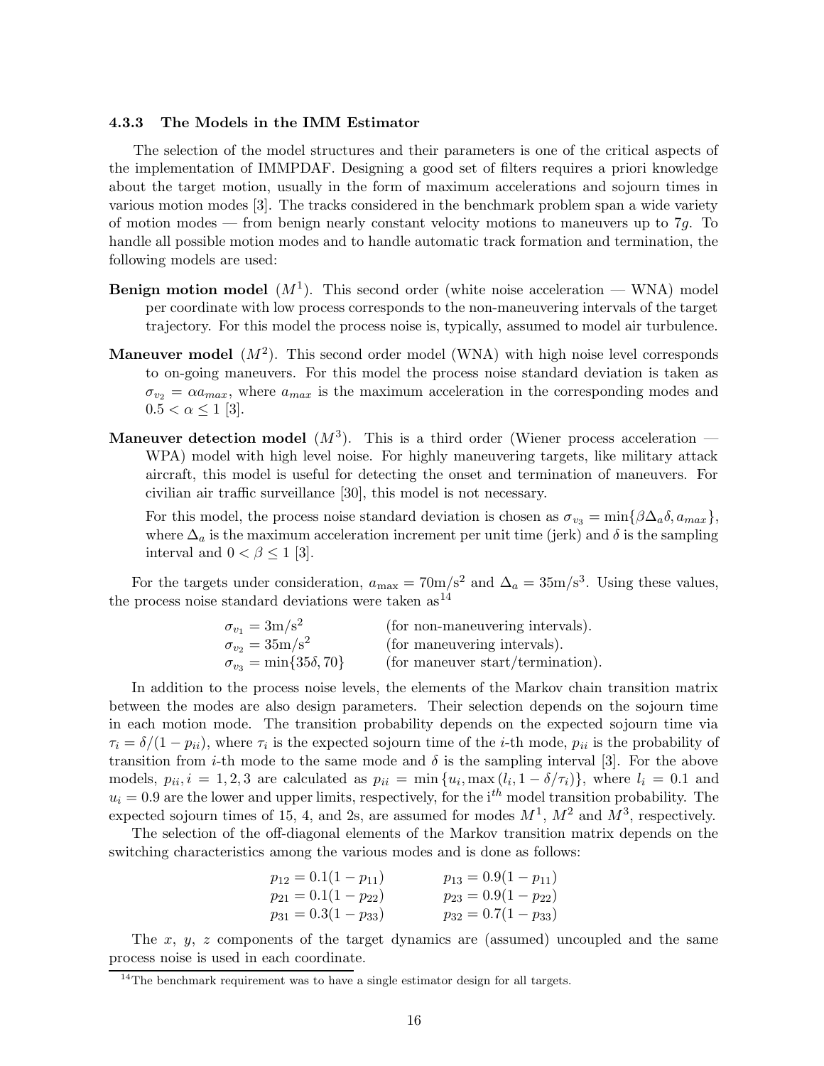### 4.3.3 The Models in the IMM Estimator

The selection of the model structures and their parameters is one of the critical aspects of the implementation of IMMPDAF. Designing a good set of filters requires a priori knowledge about the target motion, usually in the form of maximum accelerations and sojourn times in various motion modes [3]. The tracks considered in the benchmark problem span a wide variety of motion modes — from benign nearly constant velocity motions to maneuvers up to $7g$. To handle all possible motion modes and to handle automatic track formation and termination, the following models are used:

**Benign motion model** ($M^1$). This second order (white noise acceleration — WNA) model per coordinate with low process corresponds to the non-maneuvering intervals of the target trajectory. For this model the process noise is, typically, assumed to model air turbulence.

**Maneuver model** ($M^2$). This second order model (WNA) with high noise level corresponds to on-going maneuvers. For this model the process noise standard deviation is taken as $\sigma_{v_2} = \alpha a_{max}$, where $a_{max}$ is the maximum acceleration in the corresponding modes and $0.5 < \alpha \leq 1$ [3].

**Maneuver detection model** ($M^3$). This is a third order (Wiener process acceleration — WPA) model with high level noise. For highly maneuvering targets, like military attack aircraft, this model is useful for detecting the onset and termination of maneuvers. For civilian air traffic surveillance [30], this model is not necessary.

For this model, the process noise standard deviation is chosen as $\sigma_{v_3} = \min\{\beta \Delta_a \delta, a_{max}\}$, where $\Delta_a$ is the maximum acceleration increment per unit time (jerk) and $\delta$ is the sampling interval and $0 < \beta \leq 1$ [3].

For the targets under consideration, $a_{\max} = 70\text{m/s}^2$ and $\Delta_a = 35\text{m/s}^3$. Using these values, the process noise standard deviations were taken as[14]

$$
\begin{aligned}
\sigma_{v_1} &= 3\text{m/s}^2 && \text{(for non-maneuvering intervals).} \\
\sigma_{v_2} &= 35\text{m/s}^2 && \text{(for maneuvering intervals).} \\
\sigma_{v_3} &= \min\{35\delta, 70\} && \text{(for maneuver start/termination).}
\end{aligned}
$$

In addition to the process noise levels, the elements of the Markov chain transition matrix between the modes are also design parameters. Their selection depends on the sojourn time in each motion mode. The transition probability depends on the expected sojourn time via $\tau_i = \delta/(1 - p_{ii})$, where $\tau_i$ is the expected sojourn time of the $i$-th mode, $p_{ii}$ is the probability of transition from $i$-th mode to the same mode and $\delta$ is the sampling interval [3]. For the above models, $p_{ii}, i = 1, 2, 3$ are calculated as $p_{ii} = \min\{u_i, \max(l_i, 1 - \delta/\tau_i)\}$, where $l_i = 0.1$ and $u_i = 0.9$ are the lower and upper limits, respectively, for the $i^{th}$ model transition probability. The expected sojourn times of 15, 4, and 2s, are assumed for modes $M^1$, $M^2$ and $M^3$, respectively.

The selection of the off-diagonal elements of the Markov transition matrix depends on the switching characteristics among the various modes and is done as follows:

$$
\begin{aligned}
p_{12} &= 0.1(1 - p_{11}) & \qquad p_{13} &= 0.9(1 - p_{11}) \\
p_{21} &= 0.1(1 - p_{22}) & \qquad p_{23} &= 0.9(1 - p_{22}) \\
p_{31} &= 0.3(1 - p_{33}) & \qquad p_{32} &= 0.7(1 - p_{33})
\end{aligned}
$$

The $x$, $y$, $z$ components of the target dynamics are (assumed) uncoupled and the same process noise is used in each coordinate.

[14] The benchmark requirement was to have a single estimator design for all targets.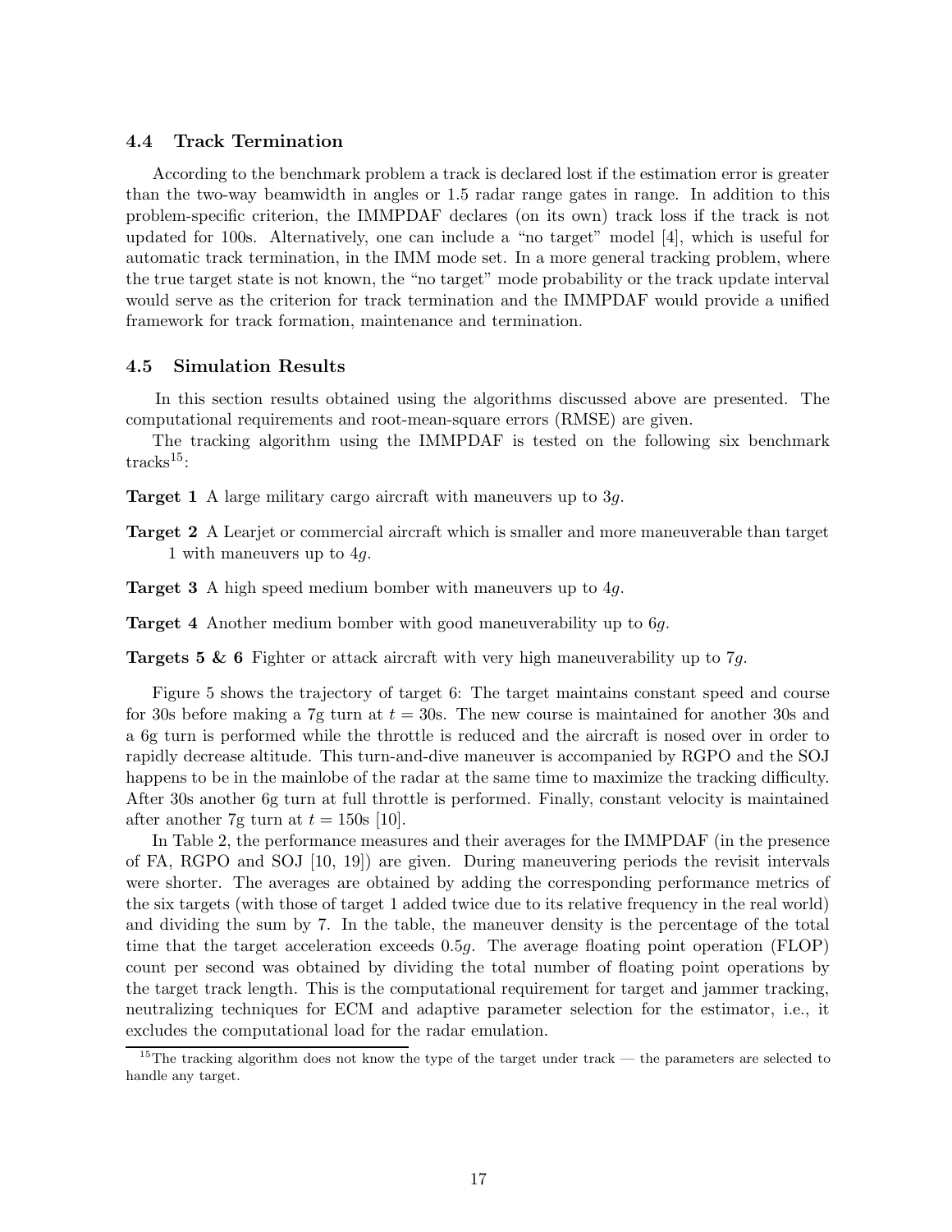### 4.4 Track Termination

According to the benchmark problem a track is declared lost if the estimation error is greater than the two-way beamwidth in angles or 1.5 radar range gates in range. In addition to this problem-specific criterion, the IMMPDAF declares (on its own) track loss if the track is not updated for 100s. Alternatively, one can include a "no target" model [4], which is useful for automatic track termination, in the IMM mode set. In a more general tracking problem, where the true target state is not known, the "no target" mode probability or the track update interval would serve as the criterion for track termination and the IMMPDAF would provide a unified framework for track formation, maintenance and termination.

### 4.5 Simulation Results

In this section results obtained using the algorithms discussed above are presented. The computational requirements and root-mean-square errors (RMSE) are given.

The tracking algorithm using the IMMPDAF is tested on the following six benchmark tracks[15]:

**Target 1** A large military cargo aircraft with maneuvers up to $3g$.

**Target 2** A Learjet or commercial aircraft which is smaller and more maneuverable than target 1 with maneuvers up to $4g$.

**Target 3** A high speed medium bomber with maneuvers up to $4g$.

**Target 4** Another medium bomber with good maneuverability up to $6g$.

**Targets 5 & 6** Fighter or attack aircraft with very high maneuverability up to $7g$.

Figure 5 shows the trajectory of target 6: The target maintains constant speed and course for 30s before making a 7g turn at $t = 30$s. The new course is maintained for another 30s and a 6g turn is performed while the throttle is reduced and the aircraft is nosed over in order to rapidly decrease altitude. This turn-and-dive maneuver is accompanied by RGPO and the SOJ happens to be in the mainlobe of the radar at the same time to maximize the tracking difficulty. After 30s another 6g turn at full throttle is performed. Finally, constant velocity is maintained after another 7g turn at $t = 150$s [10].

In Table 2, the performance measures and their averages for the IMMPDAF (in the presence of FA, RGPO and SOJ [10, 19]) are given. During maneuvering periods the revisit intervals were shorter. The averages are obtained by adding the corresponding performance metrics of the six targets (with those of target 1 added twice due to its relative frequency in the real world) and dividing the sum by 7. In the table, the maneuver density is the percentage of the total time that the target acceleration exceeds $0.5g$. The average floating point operation (FLOP) count per second was obtained by dividing the total number of floating point operations by the target track length. This is the computational requirement for target and jammer tracking, neutralizing techniques for ECM and adaptive parameter selection for the estimator, i.e., it excludes the computational load for the radar emulation.

[15] The tracking algorithm does not know the type of the target under track — the parameters are selected to handle any target.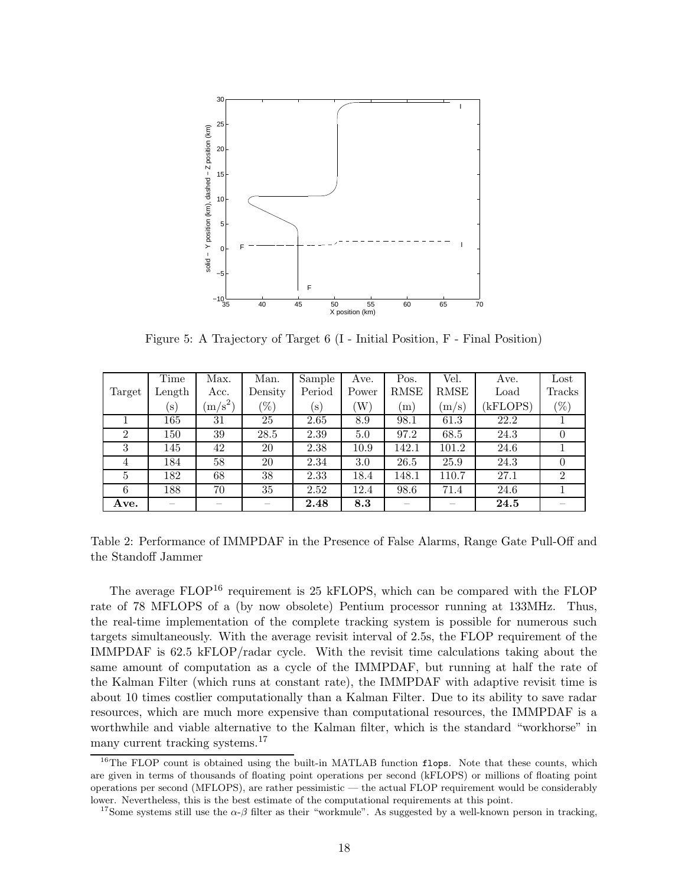Figure 5: A Trajectory of Target 6 (I - Initial Position, F - Final Position)

| Target | Time Length (s) | Max. Acc. $(\mathrm{m/s}^2)$ | Man. Density (%) | Sample Period (s) | Ave. Power (W) | Pos. RMSE (m) | Vel. RMSE (m/s) | Ave. Load (kFLOPS) | Lost Tracks (%) |
|---|---|---|---|---|---|---|---|---|---|
| 1 | 165 | 31 | 25 | 2.65 | 8.9 | 98.1 | 61.3 | 22.2 | 1 |
| 2 | 150 | 39 | 28.5 | 2.39 | 5.0 | 97.2 | 68.5 | 24.3 | 0 |
| 3 | 145 | 42 | 20 | 2.38 | 10.9 | 142.1 | 101.2 | 24.6 | 1 |
| 4 | 184 | 58 | 20 | 2.34 | 3.0 | 26.5 | 25.9 | 24.3 | 0 |
| 5 | 182 | 68 | 38 | 2.33 | 18.4 | 148.1 | 110.7 | 27.1 | 2 |
| 6 | 188 | 70 | 35 | 2.52 | 12.4 | 98.6 | 71.4 | 24.6 | 1 |
| **Ave.** | – | – | – | **2.48** | **8.3** | – | – | **24.5** | – |

Table 2: Performance of IMMPDAF in the Presence of False Alarms, Range Gate Pull-Off and the Standoff Jammer

The average FLOP[16] requirement is 25 kFLOPS, which can be compared with the FLOP rate of 78 MFLOPS of a (by now obsolete) Pentium processor running at 133MHz. Thus, the real-time implementation of the complete tracking system is possible for numerous such targets simultaneously. With the average revisit interval of 2.5s, the FLOP requirement of the IMMPDAF is 62.5 kFLOP/radar cycle. With the revisit time calculations taking about the same amount of computation as a cycle of the IMMPDAF, but running at half the rate of the Kalman Filter (which runs at constant rate), the IMMPDAF with adaptive revisit time is about 10 times costlier computationally than a Kalman Filter. Due to its ability to save radar resources, which are much more expensive than computational resources, the IMMPDAF is a worthwhile and viable alternative to the Kalman filter, which is the standard "workhorse" in many current tracking systems.[17]

[16] The FLOP count is obtained using the built-in MATLAB function `flops`. Note that these counts, which are given in terms of thousands of floating point operations per second (kFLOPS) or millions of floating point operations per second (MFLOPS), are rather pessimistic — the actual FLOP requirement would be considerably lower. Nevertheless, this is the best estimate of the computational requirements at this point.

[17] Some systems still use the $\alpha$-$\beta$ filter as their "workmule". As suggested by a well-known person in tracking,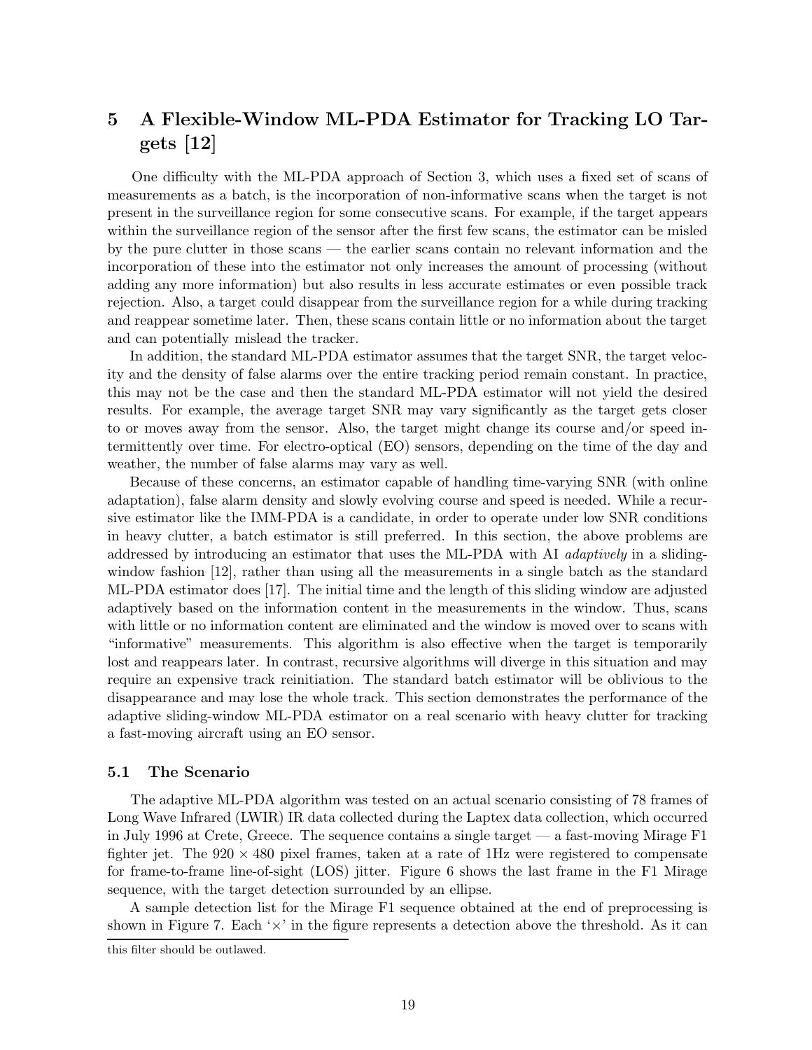# 5 A Flexible-Window ML-PDA Estimator for Tracking LO Targets [12]

One difficulty with the ML-PDA approach of Section 3, which uses a fixed set of scans of measurements as a batch, is the incorporation of non-informative scans when the target is not present in the surveillance region for some consecutive scans. For example, if the target appears within the surveillance region of the sensor after the first few scans, the estimator can be misled by the pure clutter in those scans — the earlier scans contain no relevant information and the incorporation of these into the estimator not only increases the amount of processing (without adding any more information) but also results in less accurate estimates or even possible track rejection. Also, a target could disappear from the surveillance region for a while during tracking and reappear sometime later. Then, these scans contain little or no information about the target and can potentially mislead the tracker.

In addition, the standard ML-PDA estimator assumes that the target SNR, the target velocity and the density of false alarms over the entire tracking period remain constant. In practice, this may not be the case and then the standard ML-PDA estimator will not yield the desired results. For example, the average target SNR may vary significantly as the target gets closer to or moves away from the sensor. Also, the target might change its course and/or speed intermittently over time. For electro-optical (EO) sensors, depending on the time of the day and weather, the number of false alarms may vary as well.

Because of these concerns, an estimator capable of handling time-varying SNR (with online adaptation), false alarm density and slowly evolving course and speed is needed. While a recursive estimator like the IMM-PDA is a candidate, in order to operate under low SNR conditions in heavy clutter, a batch estimator is still preferred. In this section, the above problems are addressed by introducing an estimator that uses the ML-PDA with AI *adaptively* in a sliding-window fashion [12], rather than using all the measurements in a single batch as the standard ML-PDA estimator does [17]. The initial time and the length of this sliding window are adjusted adaptively based on the information content in the measurements in the window. Thus, scans with little or no information content are eliminated and the window is moved over to scans with "informative" measurements. This algorithm is also effective when the target is temporarily lost and reappears later. In contrast, recursive algorithms will diverge in this situation and may require an expensive track reinitiation. The standard batch estimator will be oblivious to the disappearance and may lose the whole track. This section demonstrates the performance of the adaptive sliding-window ML-PDA estimator on a real scenario with heavy clutter for tracking a fast-moving aircraft using an EO sensor.

## 5.1 The Scenario

The adaptive ML-PDA algorithm was tested on an actual scenario consisting of 78 frames of Long Wave Infrared (LWIR) IR data collected during the Laptex data collection, which occurred in July 1996 at Crete, Greece. The sequence contains a single target — a fast-moving Mirage F1 fighter jet. The $920 \times 480$ pixel frames, taken at a rate of 1Hz were registered to compensate for frame-to-frame line-of-sight (LOS) jitter. Figure 6 shows the last frame in the F1 Mirage sequence, with the target detection surrounded by an ellipse.

A sample detection list for the Mirage F1 sequence obtained at the end of preprocessing is shown in Figure 7. Each '×' in the figure represents a detection above the threshold. As it can

this filter should be outlawed.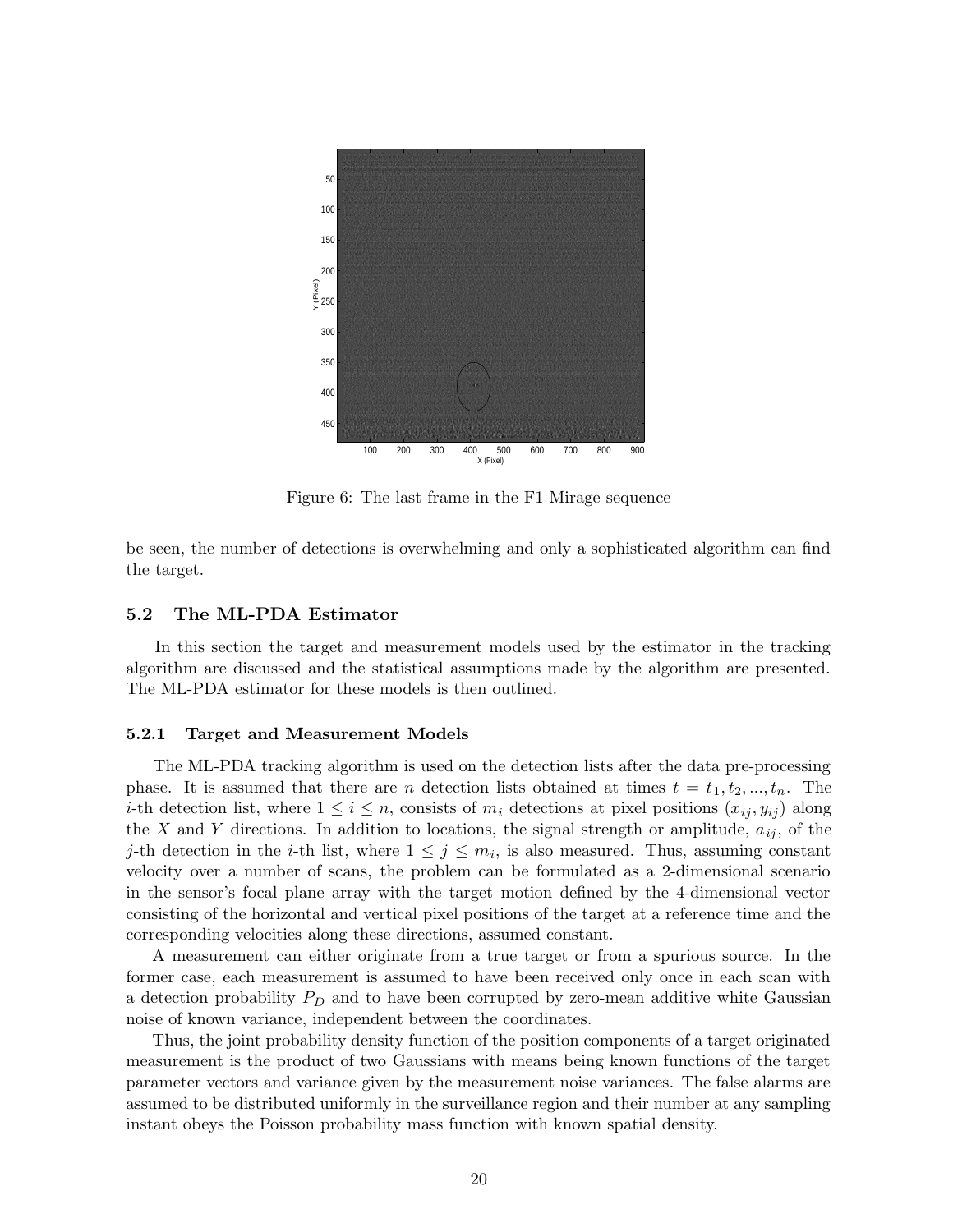Figure 6: The last frame in the F1 Mirage sequence

be seen, the number of detections is overwhelming and only a sophisticated algorithm can find the target.

## 5.2 The ML-PDA Estimator

In this section the target and measurement models used by the estimator in the tracking algorithm are discussed and the statistical assumptions made by the algorithm are presented. The ML-PDA estimator for these models is then outlined.

### 5.2.1 Target and Measurement Models

The ML-PDA tracking algorithm is used on the detection lists after the data pre-processing phase. It is assumed that there are $n$ detection lists obtained at times $t = t_1, t_2, ..., t_n$. The $i$-th detection list, where $1 \leq i \leq n$, consists of $m_i$ detections at pixel positions $(x_{ij}, y_{ij})$ along the $X$ and $Y$ directions. In addition to locations, the signal strength or amplitude, $a_{ij}$, of the $j$-th detection in the $i$-th list, where $1 \leq j \leq m_i$, is also measured. Thus, assuming constant velocity over a number of scans, the problem can be formulated as a 2-dimensional scenario in the sensor's focal plane array with the target motion defined by the 4-dimensional vector consisting of the horizontal and vertical pixel positions of the target at a reference time and the corresponding velocities along these directions, assumed constant.

A measurement can either originate from a true target or from a spurious source. In the former case, each measurement is assumed to have been received only once in each scan with a detection probability $P_D$ and to have been corrupted by zero-mean additive white Gaussian noise of known variance, independent between the coordinates.

Thus, the joint probability density function of the position components of a target originated measurement is the product of two Gaussians with means being known functions of the target parameter vectors and variance given by the measurement noise variances. The false alarms are assumed to be distributed uniformly in the surveillance region and their number at any sampling instant obeys the Poisson probability mass function with known spatial density.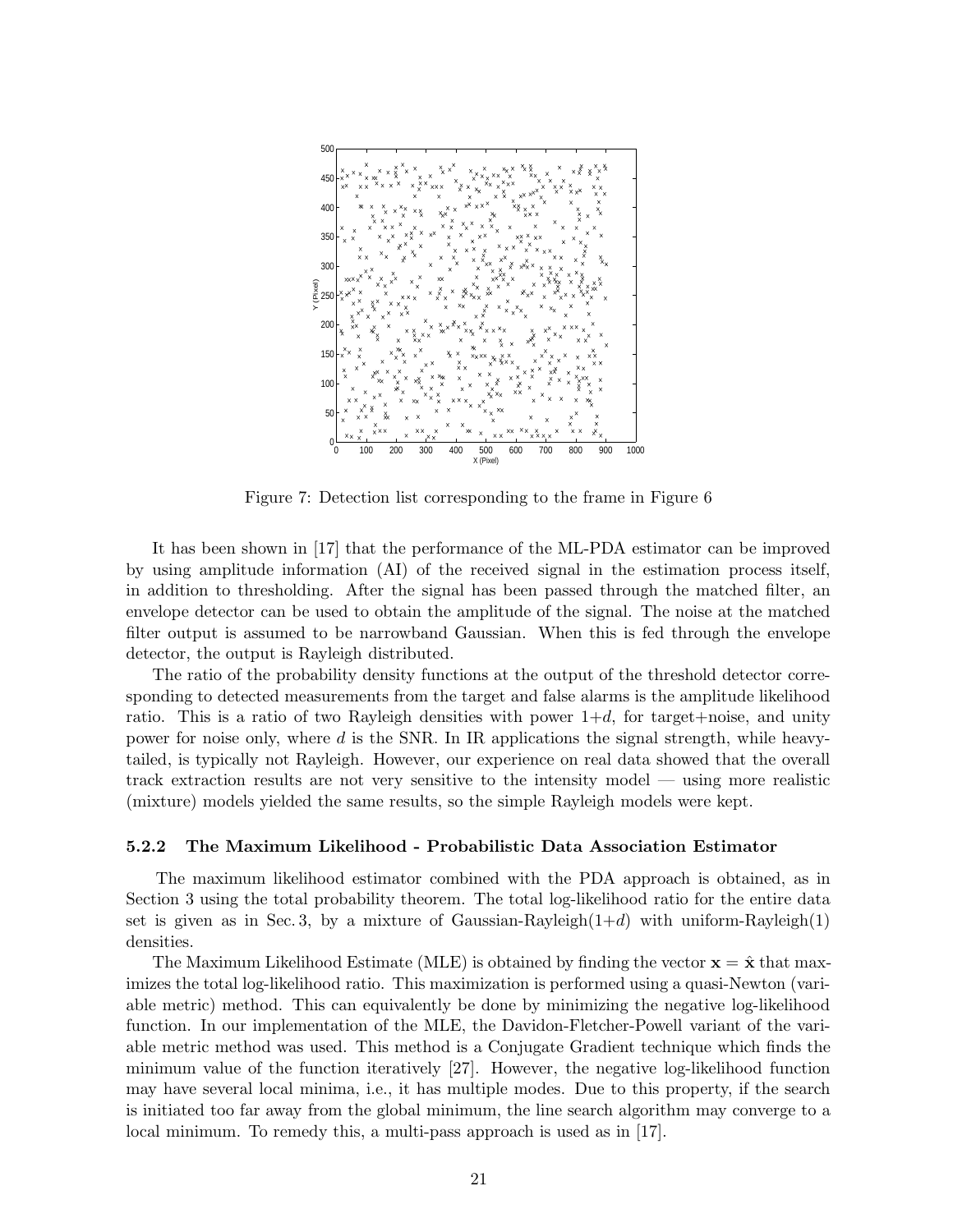Figure 7: Detection list corresponding to the frame in Figure 6

It has been shown in [17] that the performance of the ML-PDA estimator can be improved by using amplitude information (AI) of the received signal in the estimation process itself, in addition to thresholding. After the signal has been passed through the matched filter, an envelope detector can be used to obtain the amplitude of the signal. The noise at the matched filter output is assumed to be narrowband Gaussian. When this is fed through the envelope detector, the output is Rayleigh distributed.

The ratio of the probability density functions at the output of the threshold detector corresponding to detected measurements from the target and false alarms is the amplitude likelihood ratio. This is a ratio of two Rayleigh densities with power $1+d$, for target+noise, and unity power for noise only, where $d$ is the SNR. In IR applications the signal strength, while heavy-tailed, is typically not Rayleigh. However, our experience on real data showed that the overall track extraction results are not very sensitive to the intensity model — using more realistic (mixture) models yielded the same results, so the simple Rayleigh models were kept.

### 5.2.2 The Maximum Likelihood - Probabilistic Data Association Estimator

The maximum likelihood estimator combined with the PDA approach is obtained, as in Section 3 using the total probability theorem. The total log-likelihood ratio for the entire data set is given as in Sec. 3, by a mixture of Gaussian-Rayleigh($1+d$) with uniform-Rayleigh(1) densities.

The Maximum Likelihood Estimate (MLE) is obtained by finding the vector $\mathbf{x} = \hat{\mathbf{x}}$ that maximizes the total log-likelihood ratio. This maximization is performed using a quasi-Newton (variable metric) method. This can equivalently be done by minimizing the negative log-likelihood function. In our implementation of the MLE, the Davidon-Fletcher-Powell variant of the variable metric method was used. This method is a Conjugate Gradient technique which finds the minimum value of the function iteratively [27]. However, the negative log-likelihood function may have several local minima, i.e., it has multiple modes. Due to this property, if the search is initiated too far away from the global minimum, the line search algorithm may converge to a local minimum. To remedy this, a multi-pass approach is used as in [17].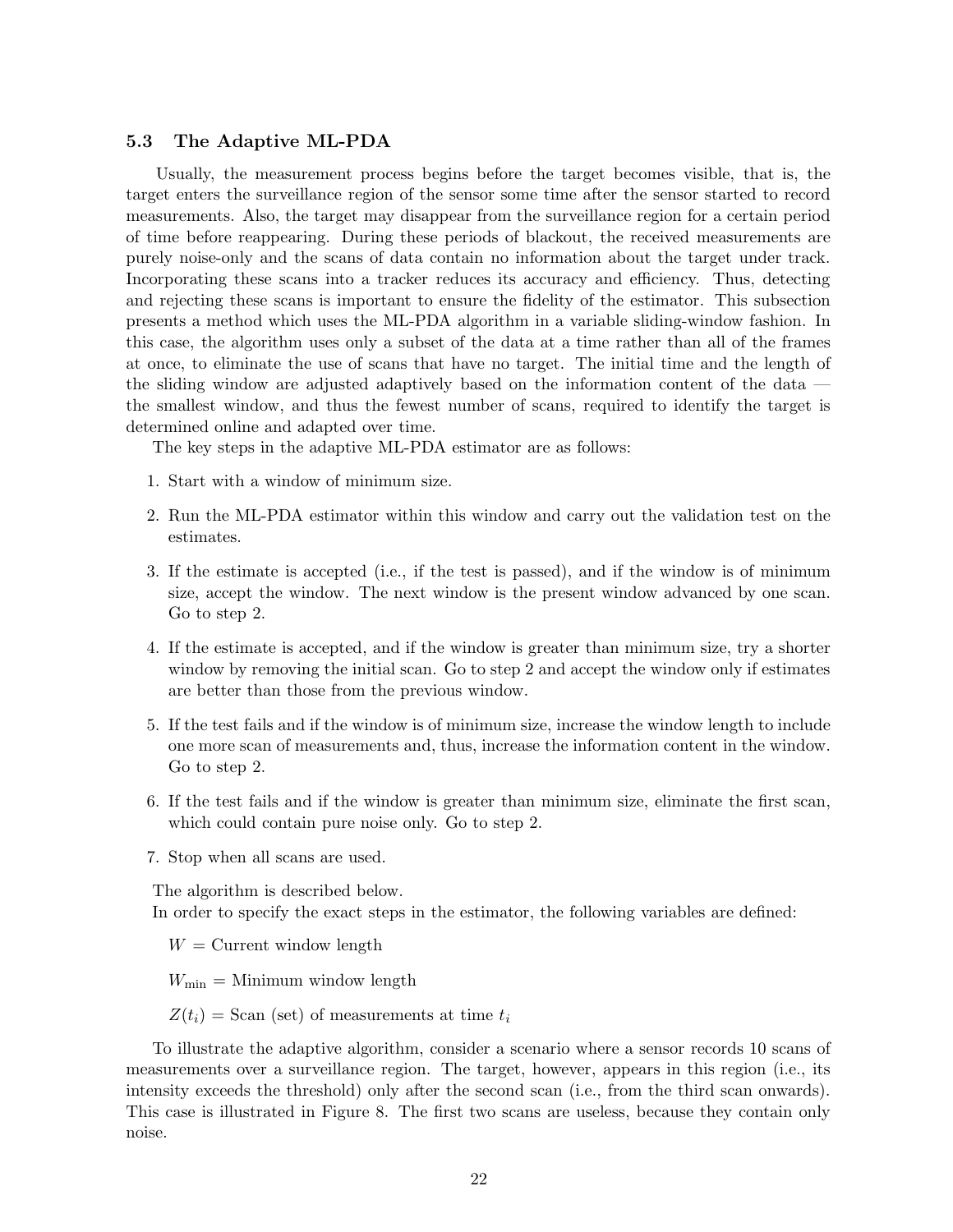### 5.3 The Adaptive ML-PDA

Usually, the measurement process begins before the target becomes visible, that is, the target enters the surveillance region of the sensor some time after the sensor started to record measurements. Also, the target may disappear from the surveillance region for a certain period of time before reappearing. During these periods of blackout, the received measurements are purely noise-only and the scans of data contain no information about the target under track. Incorporating these scans into a tracker reduces its accuracy and efficiency. Thus, detecting and rejecting these scans is important to ensure the fidelity of the estimator. This subsection presents a method which uses the ML-PDA algorithm in a variable sliding-window fashion. In this case, the algorithm uses only a subset of the data at a time rather than all of the frames at once, to eliminate the use of scans that have no target. The initial time and the length of the sliding window are adjusted adaptively based on the information content of the data — the smallest window, and thus the fewest number of scans, required to identify the target is determined online and adapted over time.

The key steps in the adaptive ML-PDA estimator are as follows:

1. Start with a window of minimum size.
2. Run the ML-PDA estimator within this window and carry out the validation test on the estimates.
3. If the estimate is accepted (i.e., if the test is passed), and if the window is of minimum size, accept the window. The next window is the present window advanced by one scan. Go to step 2.
4. If the estimate is accepted, and if the window is greater than minimum size, try a shorter window by removing the initial scan. Go to step 2 and accept the window only if estimates are better than those from the previous window.
5. If the test fails and if the window is of minimum size, increase the window length to include one more scan of measurements and, thus, increase the information content in the window. Go to step 2.
6. If the test fails and if the window is greater than minimum size, eliminate the first scan, which could contain pure noise only. Go to step 2.
7. Stop when all scans are used.

The algorithm is described below.

In order to specify the exact steps in the estimator, the following variables are defined:

$W$ = Current window length

$W_{\min}$ = Minimum window length

$Z(t_i)$ = Scan (set) of measurements at time $t_i$

To illustrate the adaptive algorithm, consider a scenario where a sensor records 10 scans of measurements over a surveillance region. The target, however, appears in this region (i.e., its intensity exceeds the threshold) only after the second scan (i.e., from the third scan onwards). This case is illustrated in Figure 8. The first two scans are useless, because they contain only noise.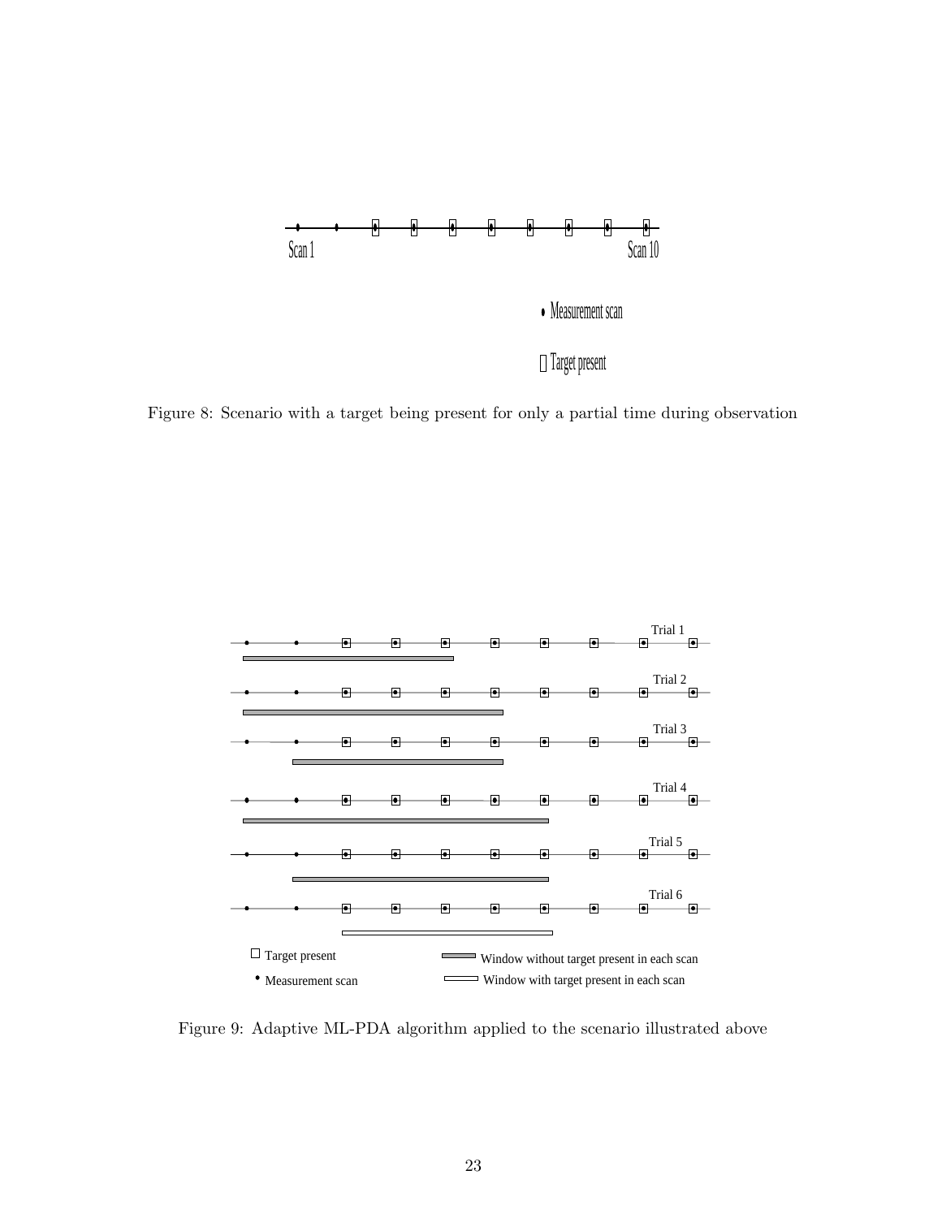Figure 8: Scenario with a target being present for only a partial time during observation

Figure 9: Adaptive ML-PDA algorithm applied to the scenario illustrated above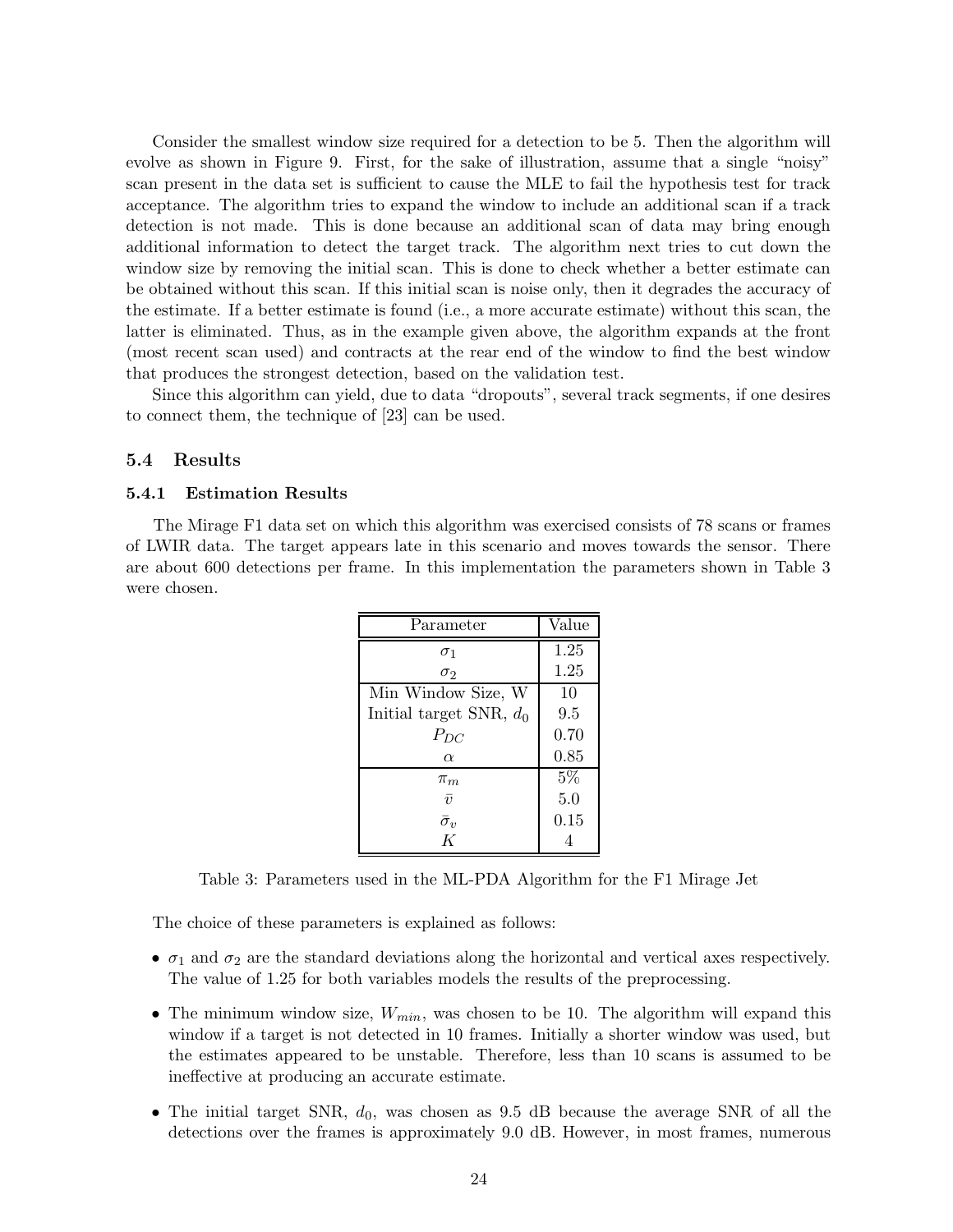Consider the smallest window size required for a detection to be 5. Then the algorithm will evolve as shown in Figure 9. First, for the sake of illustration, assume that a single "noisy" scan present in the data set is sufficient to cause the MLE to fail the hypothesis test for track acceptance. The algorithm tries to expand the window to include an additional scan if a track detection is not made. This is done because an additional scan of data may bring enough additional information to detect the target track. The algorithm next tries to cut down the window size by removing the initial scan. This is done to check whether a better estimate can be obtained without this scan. If this initial scan is noise only, then it degrades the accuracy of the estimate. If a better estimate is found (i.e., a more accurate estimate) without this scan, the latter is eliminated. Thus, as in the example given above, the algorithm expands at the front (most recent scan used) and contracts at the rear end of the window to find the best window that produces the strongest detection, based on the validation test.

Since this algorithm can yield, due to data "dropouts", several track segments, if one desires to connect them, the technique of [23] can be used.

### 5.4 Results

#### 5.4.1 Estimation Results

The Mirage F1 data set on which this algorithm was exercised consists of 78 scans or frames of LWIR data. The target appears late in this scenario and moves towards the sensor. There are about 600 detections per frame. In this implementation the parameters shown in Table 3 were chosen.

| Parameter | Value |
|---|---|
| $\sigma_1$ | 1.25 |
| $\sigma_2$ | 1.25 |
| Min Window Size, W | 10 |
| Initial target SNR, $d_0$ | 9.5 |
| $P_{DC}$ | 0.70 |
| $\alpha$ | 0.85 |
| $\pi_m$ | 5% |
| $\bar{v}$ | 5.0 |
| $\bar{\sigma}_v$ | 0.15 |
| $K$ | 4 |

Table 3: Parameters used in the ML-PDA Algorithm for the F1 Mirage Jet

The choice of these parameters is explained as follows:

- $\sigma_1$ and $\sigma_2$ are the standard deviations along the horizontal and vertical axes respectively. The value of 1.25 for both variables models the results of the preprocessing.
- The minimum window size, $W_{min}$, was chosen to be 10. The algorithm will expand this window if a target is not detected in 10 frames. Initially a shorter window was used, but the estimates appeared to be unstable. Therefore, less than 10 scans is assumed to be ineffective at producing an accurate estimate.
- The initial target SNR, $d_0$, was chosen as 9.5 dB because the average SNR of all the detections over the frames is approximately 9.0 dB. However, in most frames, numerous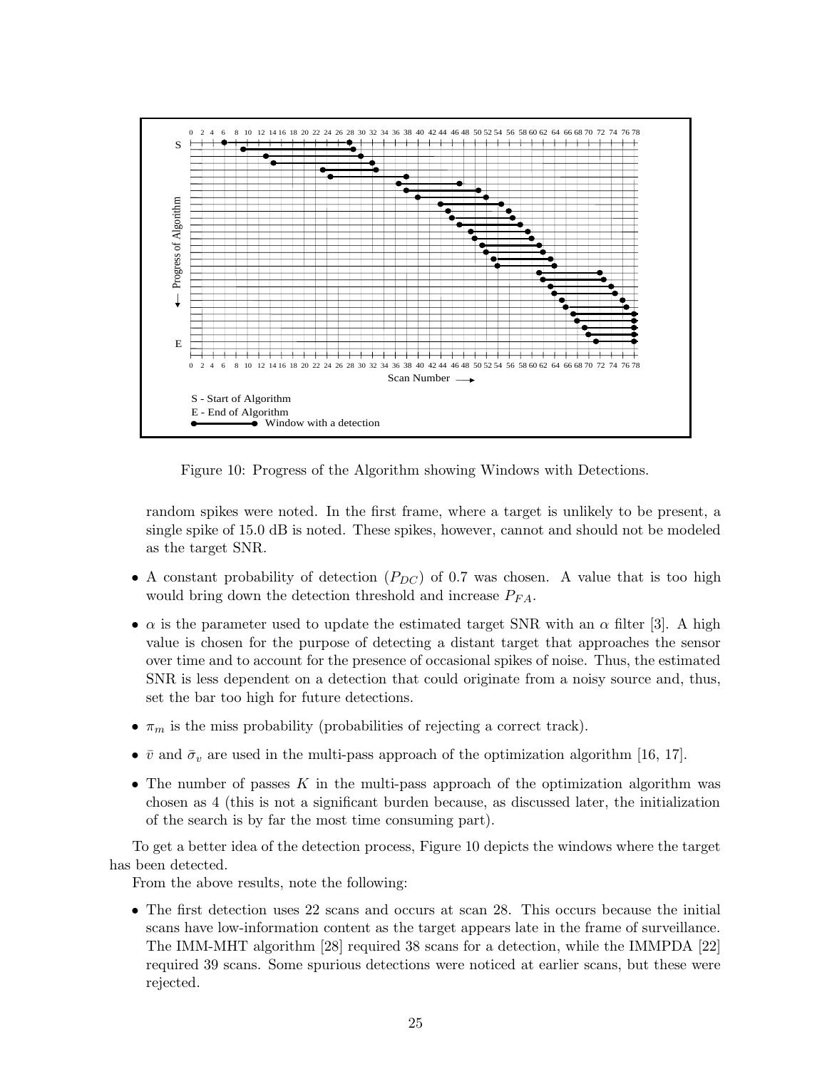Figure 10: Progress of the Algorithm showing Windows with Detections.

random spikes were noted. In the first frame, where a target is unlikely to be present, a single spike of 15.0 dB is noted. These spikes, however, cannot and should not be modeled as the target SNR.

- A constant probability of detection ($P_{DC}$) of 0.7 was chosen. A value that is too high would bring down the detection threshold and increase $P_{FA}$.
- $\alpha$ is the parameter used to update the estimated target SNR with an $\alpha$ filter [3]. A high value is chosen for the purpose of detecting a distant target that approaches the sensor over time and to account for the presence of occasional spikes of noise. Thus, the estimated SNR is less dependent on a detection that could originate from a noisy source and, thus, set the bar too high for future detections.
- $\pi_m$ is the miss probability (probabilities of rejecting a correct track).
- $\bar{v}$ and $\bar{\sigma}_v$ are used in the multi-pass approach of the optimization algorithm [16, 17].
- The number of passes $K$ in the multi-pass approach of the optimization algorithm was chosen as 4 (this is not a significant burden because, as discussed later, the initialization of the search is by far the most time consuming part).

To get a better idea of the detection process, Figure 10 depicts the windows where the target has been detected.

From the above results, note the following:

- The first detection uses 22 scans and occurs at scan 28. This occurs because the initial scans have low-information content as the target appears late in the frame of surveillance. The IMM-MHT algorithm [28] required 38 scans for a detection, while the IMMPDA [22] required 39 scans. Some spurious detections were noticed at earlier scans, but these were rejected.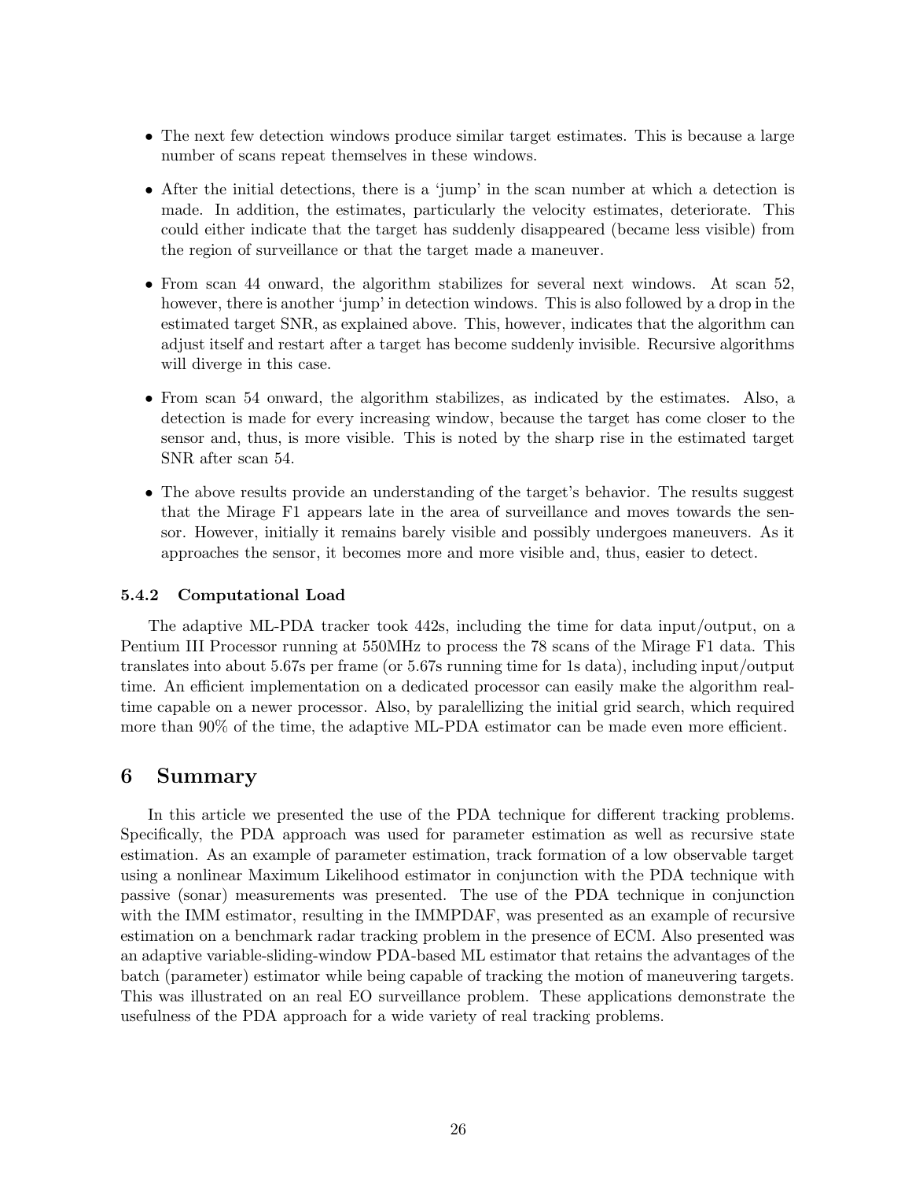- The next few detection windows produce similar target estimates. This is because a large number of scans repeat themselves in these windows.

- After the initial detections, there is a 'jump' in the scan number at which a detection is made. In addition, the estimates, particularly the velocity estimates, deteriorate. This could either indicate that the target has suddenly disappeared (became less visible) from the region of surveillance or that the target made a maneuver.

- From scan 44 onward, the algorithm stabilizes for several next windows. At scan 52, however, there is another 'jump' in detection windows. This is also followed by a drop in the estimated target SNR, as explained above. This, however, indicates that the algorithm can adjust itself and restart after a target has become suddenly invisible. Recursive algorithms will diverge in this case.

- From scan 54 onward, the algorithm stabilizes, as indicated by the estimates. Also, a detection is made for every increasing window, because the target has come closer to the sensor and, thus, is more visible. This is noted by the sharp rise in the estimated target SNR after scan 54.

- The above results provide an understanding of the target's behavior. The results suggest that the Mirage F1 appears late in the area of surveillance and moves towards the sensor. However, initially it remains barely visible and possibly undergoes maneuvers. As it approaches the sensor, it becomes more and more visible and, thus, easier to detect.

### 5.4.2 Computational Load

The adaptive ML-PDA tracker took 442s, including the time for data input/output, on a Pentium III Processor running at 550MHz to process the 78 scans of the Mirage F1 data. This translates into about 5.67s per frame (or 5.67s running time for 1s data), including input/output time. An efficient implementation on a dedicated processor can easily make the algorithm real-time capable on a newer processor. Also, by paralellizing the initial grid search, which required more than 90% of the time, the adaptive ML-PDA estimator can be made even more efficient.

## 6 Summary

In this article we presented the use of the PDA technique for different tracking problems. Specifically, the PDA approach was used for parameter estimation as well as recursive state estimation. As an example of parameter estimation, track formation of a low observable target using a nonlinear Maximum Likelihood estimator in conjunction with the PDA technique with passive (sonar) measurements was presented. The use of the PDA technique in conjunction with the IMM estimator, resulting in the IMMPDAF, was presented as an example of recursive estimation on a benchmark radar tracking problem in the presence of ECM. Also presented was an adaptive variable-sliding-window PDA-based ML estimator that retains the advantages of the batch (parameter) estimator while being capable of tracking the motion of maneuvering targets. This was illustrated on an real EO surveillance problem. These applications demonstrate the usefulness of the PDA approach for a wide variety of real tracking problems.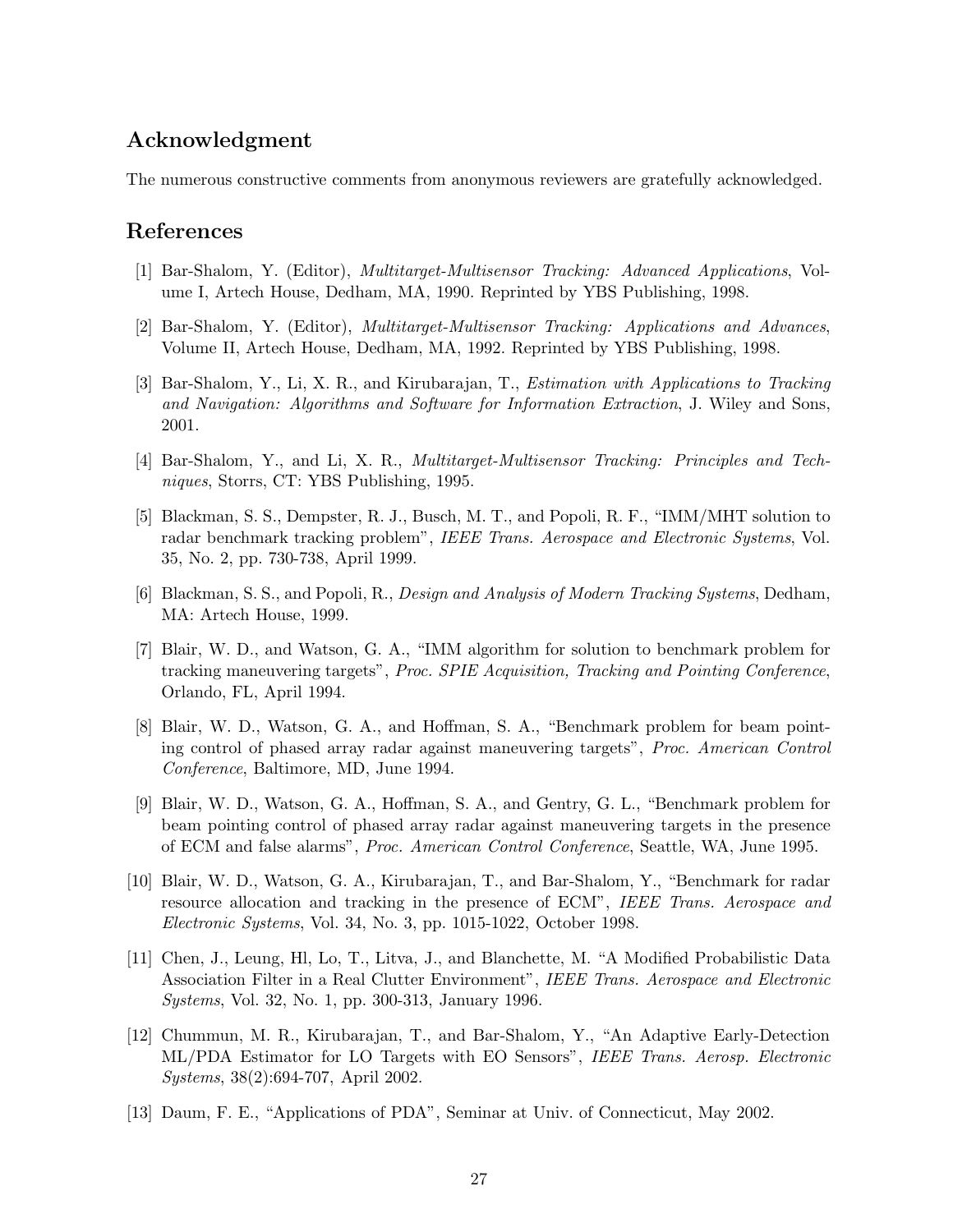## Acknowledgment

The numerous constructive comments from anonymous reviewers are gratefully acknowledged.

## References

[1] Bar-Shalom, Y. (Editor), *Multitarget-Multisensor Tracking: Advanced Applications*, Volume I, Artech House, Dedham, MA, 1990. Reprinted by YBS Publishing, 1998.

[2] Bar-Shalom, Y. (Editor), *Multitarget-Multisensor Tracking: Applications and Advances*, Volume II, Artech House, Dedham, MA, 1992. Reprinted by YBS Publishing, 1998.

[3] Bar-Shalom, Y., Li, X. R., and Kirubarajan, T., *Estimation with Applications to Tracking and Navigation: Algorithms and Software for Information Extraction*, J. Wiley and Sons, 2001.

[4] Bar-Shalom, Y., and Li, X. R., *Multitarget-Multisensor Tracking: Principles and Techniques*, Storrs, CT: YBS Publishing, 1995.

[5] Blackman, S. S., Dempster, R. J., Busch, M. T., and Popoli, R. F., "IMM/MHT solution to radar benchmark tracking problem", *IEEE Trans. Aerospace and Electronic Systems*, Vol. 35, No. 2, pp. 730-738, April 1999.

[6] Blackman, S. S., and Popoli, R., *Design and Analysis of Modern Tracking Systems*, Dedham, MA: Artech House, 1999.

[7] Blair, W. D., and Watson, G. A., "IMM algorithm for solution to benchmark problem for tracking maneuvering targets", *Proc. SPIE Acquisition, Tracking and Pointing Conference*, Orlando, FL, April 1994.

[8] Blair, W. D., Watson, G. A., and Hoffman, S. A., "Benchmark problem for beam pointing control of phased array radar against maneuvering targets", *Proc. American Control Conference*, Baltimore, MD, June 1994.

[9] Blair, W. D., Watson, G. A., Hoffman, S. A., and Gentry, G. L., "Benchmark problem for beam pointing control of phased array radar against maneuvering targets in the presence of ECM and false alarms", *Proc. American Control Conference*, Seattle, WA, June 1995.

[10] Blair, W. D., Watson, G. A., Kirubarajan, T., and Bar-Shalom, Y., "Benchmark for radar resource allocation and tracking in the presence of ECM", *IEEE Trans. Aerospace and Electronic Systems*, Vol. 34, No. 3, pp. 1015-1022, October 1998.

[11] Chen, J., Leung, Hl, Lo, T., Litva, J., and Blanchette, M. "A Modified Probabilistic Data Association Filter in a Real Clutter Environment", *IEEE Trans. Aerospace and Electronic Systems*, Vol. 32, No. 1, pp. 300-313, January 1996.

[12] Chummun, M. R., Kirubarajan, T., and Bar-Shalom, Y., "An Adaptive Early-Detection ML/PDA Estimator for LO Targets with EO Sensors", *IEEE Trans. Aerosp. Electronic Systems*, 38(2):694-707, April 2002.

[13] Daum, F. E., "Applications of PDA", Seminar at Univ. of Connecticut, May 2002.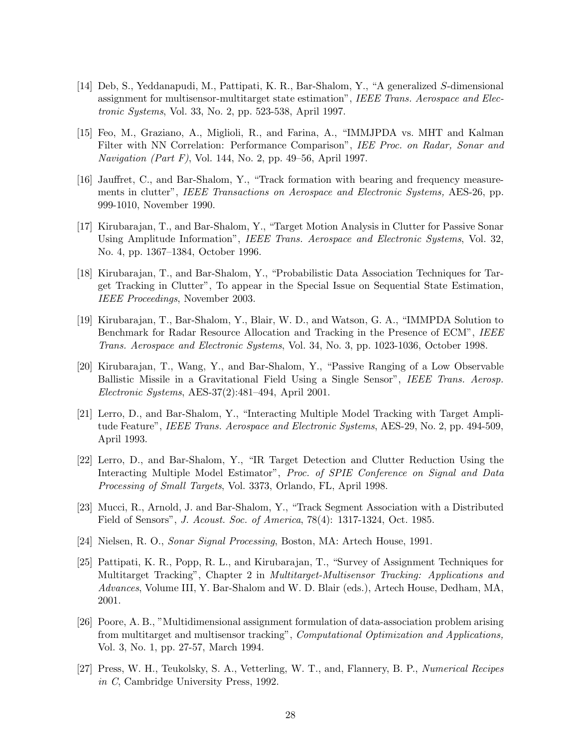[14] Deb, S., Yeddanapudi, M., Pattipati, K. R., Bar-Shalom, Y., "A generalized $S$-dimensional assignment for multisensor-multitarget state estimation", *IEEE Trans. Aerospace and Electronic Systems*, Vol. 33, No. 2, pp. 523-538, April 1997.

[15] Feo, M., Graziano, A., Miglioli, R., and Farina, A., "IMMJPDA vs. MHT and Kalman Filter with NN Correlation: Performance Comparison", *IEE Proc. on Radar, Sonar and Navigation (Part F)*, Vol. 144, No. 2, pp. 49–56, April 1997.

[16] Jauffret, C., and Bar-Shalom, Y., "Track formation with bearing and frequency measurements in clutter", *IEEE Transactions on Aerospace and Electronic Systems,* AES-26, pp. 999-1010, November 1990.

[17] Kirubarajan, T., and Bar-Shalom, Y., "Target Motion Analysis in Clutter for Passive Sonar Using Amplitude Information", *IEEE Trans. Aerospace and Electronic Systems*, Vol. 32, No. 4, pp. 1367–1384, October 1996.

[18] Kirubarajan, T., and Bar-Shalom, Y., "Probabilistic Data Association Techniques for Target Tracking in Clutter", To appear in the Special Issue on Sequential State Estimation, *IEEE Proceedings*, November 2003.

[19] Kirubarajan, T., Bar-Shalom, Y., Blair, W. D., and Watson, G. A., "IMMPDA Solution to Benchmark for Radar Resource Allocation and Tracking in the Presence of ECM", *IEEE Trans. Aerospace and Electronic Systems*, Vol. 34, No. 3, pp. 1023-1036, October 1998.

[20] Kirubarajan, T., Wang, Y., and Bar-Shalom, Y., "Passive Ranging of a Low Observable Ballistic Missile in a Gravitational Field Using a Single Sensor", *IEEE Trans. Aerosp. Electronic Systems*, AES-37(2):481–494, April 2001.

[21] Lerro, D., and Bar-Shalom, Y., "Interacting Multiple Model Tracking with Target Amplitude Feature", *IEEE Trans. Aerospace and Electronic Systems*, AES-29, No. 2, pp. 494-509, April 1993.

[22] Lerro, D., and Bar-Shalom, Y., "IR Target Detection and Clutter Reduction Using the Interacting Multiple Model Estimator", *Proc. of SPIE Conference on Signal and Data Processing of Small Targets*, Vol. 3373, Orlando, FL, April 1998.

[23] Mucci, R., Arnold, J. and Bar-Shalom, Y., "Track Segment Association with a Distributed Field of Sensors", *J. Acoust. Soc. of America*, 78(4): 1317-1324, Oct. 1985.

[24] Nielsen, R. O., *Sonar Signal Processing*, Boston, MA: Artech House, 1991.

[25] Pattipati, K. R., Popp, R. L., and Kirubarajan, T., "Survey of Assignment Techniques for Multitarget Tracking", Chapter 2 in *Multitarget-Multisensor Tracking: Applications and Advances*, Volume III, Y. Bar-Shalom and W. D. Blair (eds.), Artech House, Dedham, MA, 2001.

[26] Poore, A. B., "Multidimensional assignment formulation of data-association problem arising from multitarget and multisensor tracking", *Computational Optimization and Applications,* Vol. 3, No. 1, pp. 27-57, March 1994.

[27] Press, W. H., Teukolsky, S. A., Vetterling, W. T., and, Flannery, B. P., *Numerical Recipes in C*, Cambridge University Press, 1992.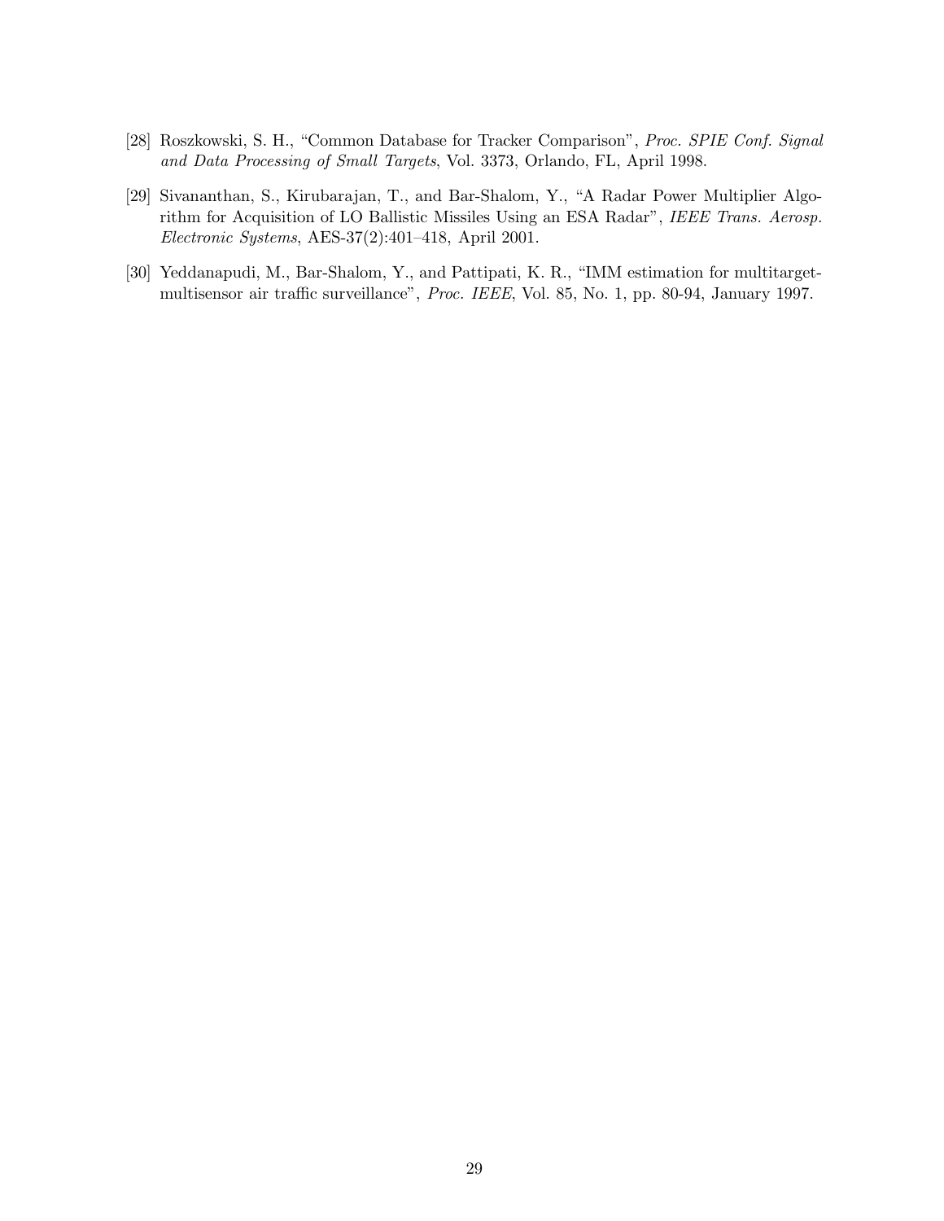[28] Roszkowski, S. H., "Common Database for Tracker Comparison", *Proc. SPIE Conf. Signal and Data Processing of Small Targets*, Vol. 3373, Orlando, FL, April 1998.

[29] Sivananthan, S., Kirubarajan, T., and Bar-Shalom, Y., "A Radar Power Multiplier Algorithm for Acquisition of LO Ballistic Missiles Using an ESA Radar", *IEEE Trans. Aerosp. Electronic Systems*, AES-37(2):401–418, April 2001.

[30] Yeddanapudi, M., Bar-Shalom, Y., and Pattipati, K. R., "IMM estimation for multitarget-multisensor air traffic surveillance", *Proc. IEEE*, Vol. 85, No. 1, pp. 80-94, January 1997.